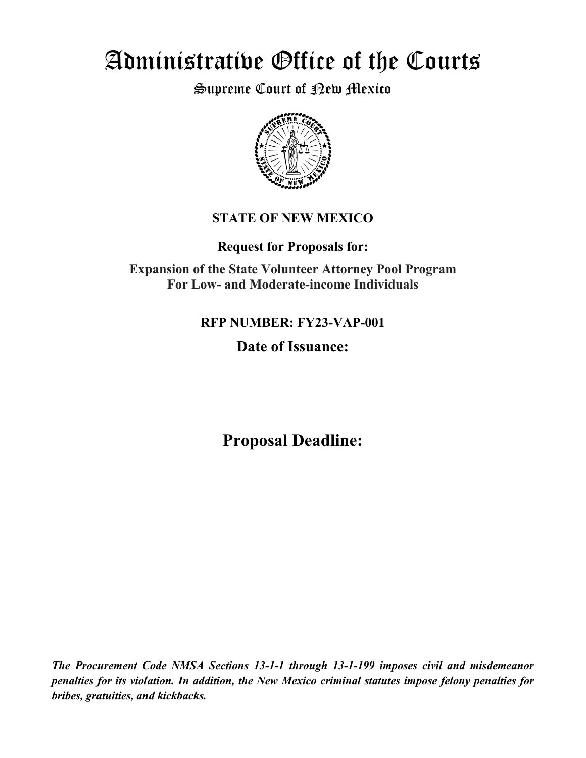# Administrative Office of the Courts

## Supreme Court of New Mexico

**STATE OF NEW MEXICO**

**Request for Proposals for:**

**Expansion of the State Volunteer Attorney Pool Program For Low- and Moderate-income Individuals**

**RFP NUMBER: FY23-VAP-001**

**Date of Issuance:**

**Proposal Deadline:**

***The Procurement Code NMSA Sections 13-1-1 through 13-1-199 imposes civil and misdemeanor penalties for its violation. In addition, the New Mexico criminal statutes impose felony penalties for bribes, gratuities, and kickbacks.***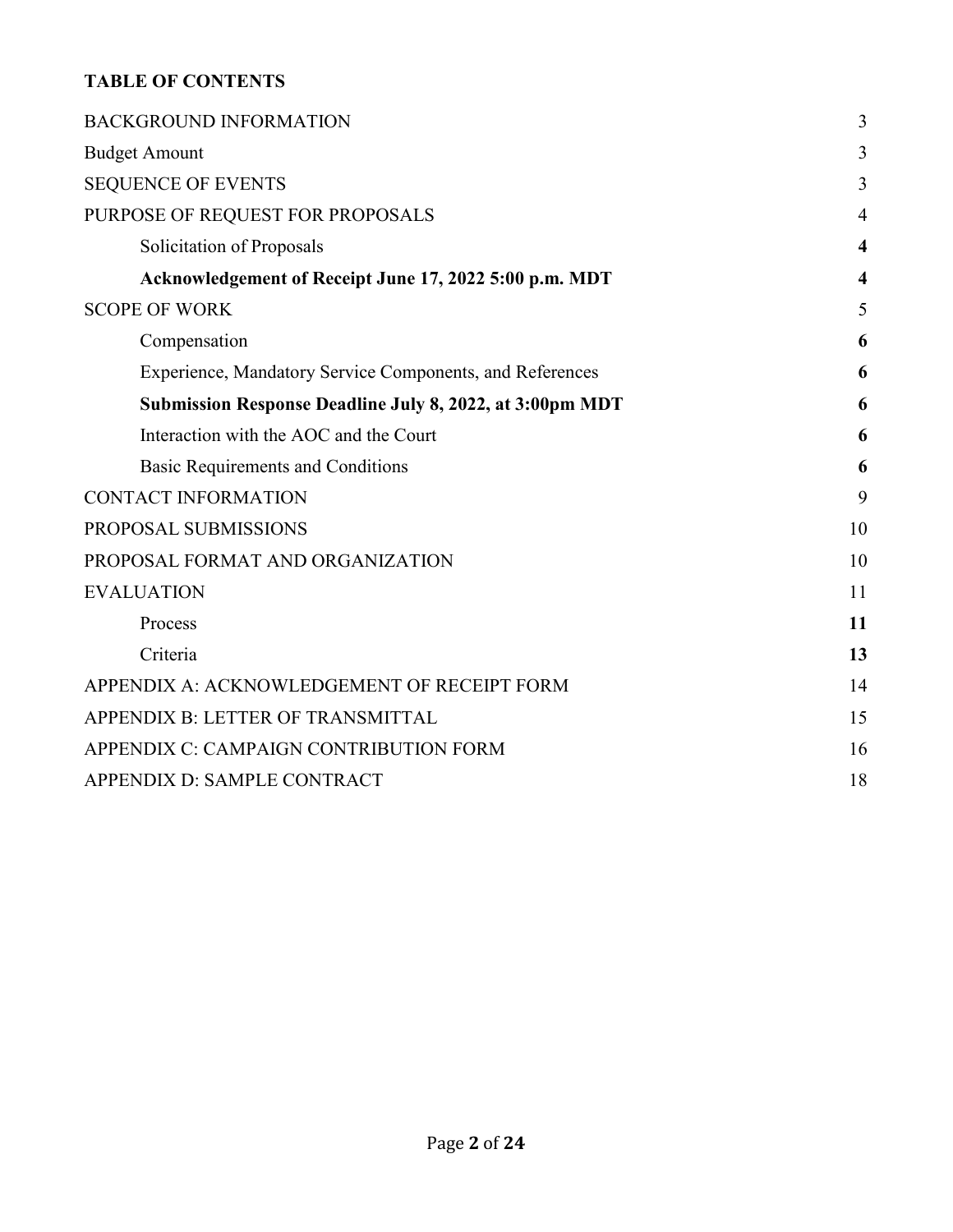**TABLE OF CONTENTS**

| | |
|---|---|
| BACKGROUND INFORMATION | 3 |
| Budget Amount | 3 |
| SEQUENCE OF EVENTS | 3 |
| PURPOSE OF REQUEST FOR PROPOSALS | 4 |
| &nbsp;&nbsp;&nbsp;&nbsp;Solicitation of Proposals | **4** |
| &nbsp;&nbsp;&nbsp;&nbsp;**Acknowledgement of Receipt June 17, 2022 5:00 p.m. MDT** | **4** |
| SCOPE OF WORK | 5 |
| &nbsp;&nbsp;&nbsp;&nbsp;Compensation | **6** |
| &nbsp;&nbsp;&nbsp;&nbsp;Experience, Mandatory Service Components, and References | **6** |
| &nbsp;&nbsp;&nbsp;&nbsp;**Submission Response Deadline July 8, 2022, at 3:00pm MDT** | **6** |
| &nbsp;&nbsp;&nbsp;&nbsp;Interaction with the AOC and the Court | **6** |
| &nbsp;&nbsp;&nbsp;&nbsp;Basic Requirements and Conditions | **6** |
| CONTACT INFORMATION | 9 |
| PROPOSAL SUBMISSIONS | 10 |
| PROPOSAL FORMAT AND ORGANIZATION | 10 |
| EVALUATION | 11 |
| &nbsp;&nbsp;&nbsp;&nbsp;Process | **11** |
| &nbsp;&nbsp;&nbsp;&nbsp;Criteria | **13** |
| APPENDIX A: ACKNOWLEDGEMENT OF RECEIPT FORM | 14 |
| APPENDIX B: LETTER OF TRANSMITTAL | 15 |
| APPENDIX C: CAMPAIGN CONTRIBUTION FORM | 16 |
| APPENDIX D: SAMPLE CONTRACT | 18 |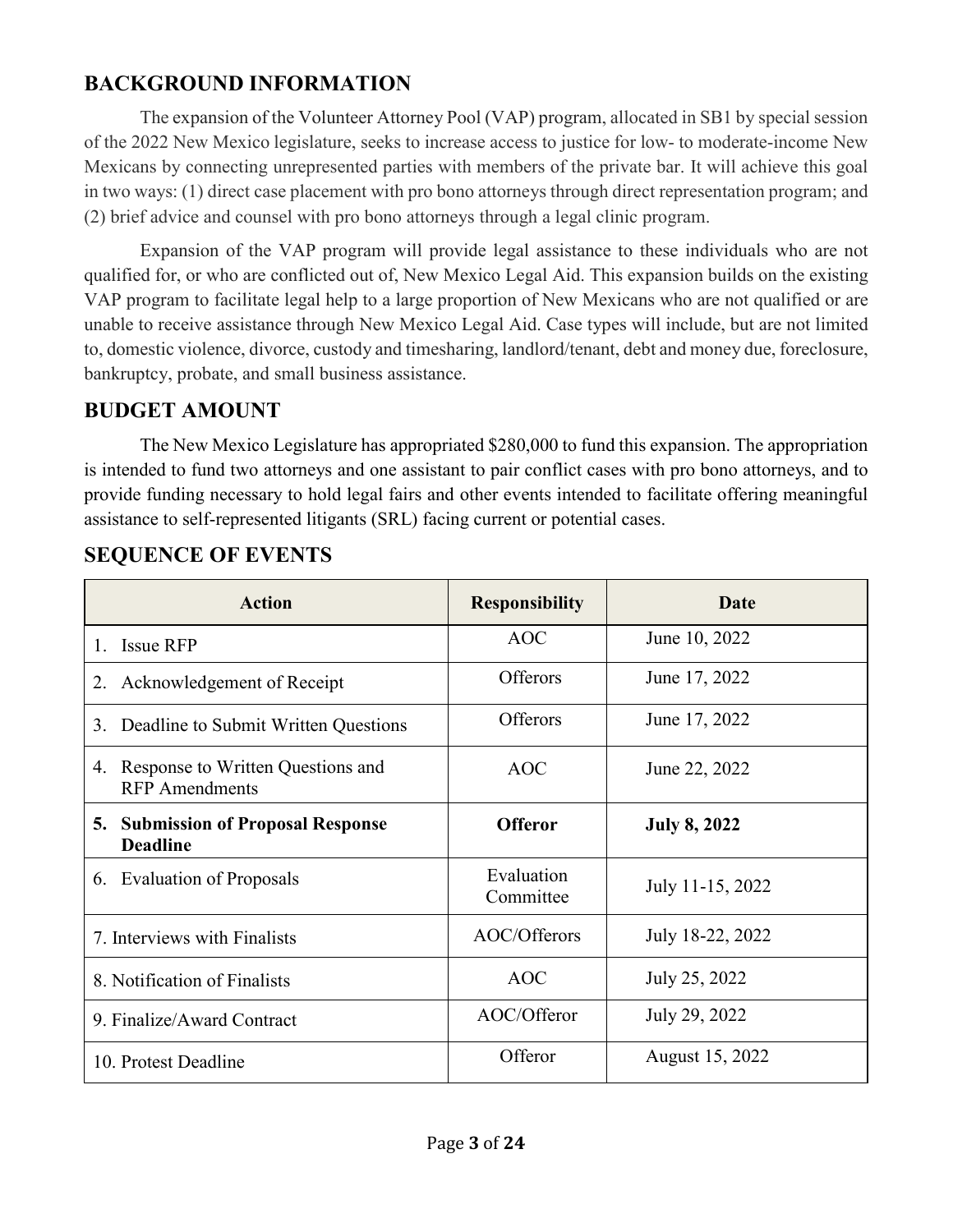## BACKGROUND INFORMATION

The expansion of the Volunteer Attorney Pool (VAP) program, allocated in SB1 by special session of the 2022 New Mexico legislature, seeks to increase access to justice for low- to moderate-income New Mexicans by connecting unrepresented parties with members of the private bar. It will achieve this goal in two ways: (1) direct case placement with pro bono attorneys through direct representation program; and (2) brief advice and counsel with pro bono attorneys through a legal clinic program.

Expansion of the VAP program will provide legal assistance to these individuals who are not qualified for, or who are conflicted out of, New Mexico Legal Aid. This expansion builds on the existing VAP program to facilitate legal help to a large proportion of New Mexicans who are not qualified or are unable to receive assistance through New Mexico Legal Aid. Case types will include, but are not limited to, domestic violence, divorce, custody and timesharing, landlord/tenant, debt and money due, foreclosure, bankruptcy, probate, and small business assistance.

## BUDGET AMOUNT

The New Mexico Legislature has appropriated $280,000 to fund this expansion. The appropriation is intended to fund two attorneys and one assistant to pair conflict cases with pro bono attorneys, and to provide funding necessary to hold legal fairs and other events intended to facilitate offering meaningful assistance to self-represented litigants (SRL) facing current or potential cases.

## SEQUENCE OF EVENTS

| Action | Responsibility | Date |
|---|---|---|
| 1. Issue RFP | AOC | June 10, 2022 |
| 2. Acknowledgement of Receipt | Offerors | June 17, 2022 |
| 3. Deadline to Submit Written Questions | Offerors | June 17, 2022 |
| 4. Response to Written Questions and RFP Amendments | AOC | June 22, 2022 |
| **5. Submission of Proposal Response Deadline** | **Offeror** | **July 8, 2022** |
| 6. Evaluation of Proposals | Evaluation Committee | July 11-15, 2022 |
| 7. Interviews with Finalists | AOC/Offerors | July 18-22, 2022 |
| 8. Notification of Finalists | AOC | July 25, 2022 |
| 9. Finalize/Award Contract | AOC/Offeror | July 29, 2022 |
| 10. Protest Deadline | Offeror | August 15, 2022 |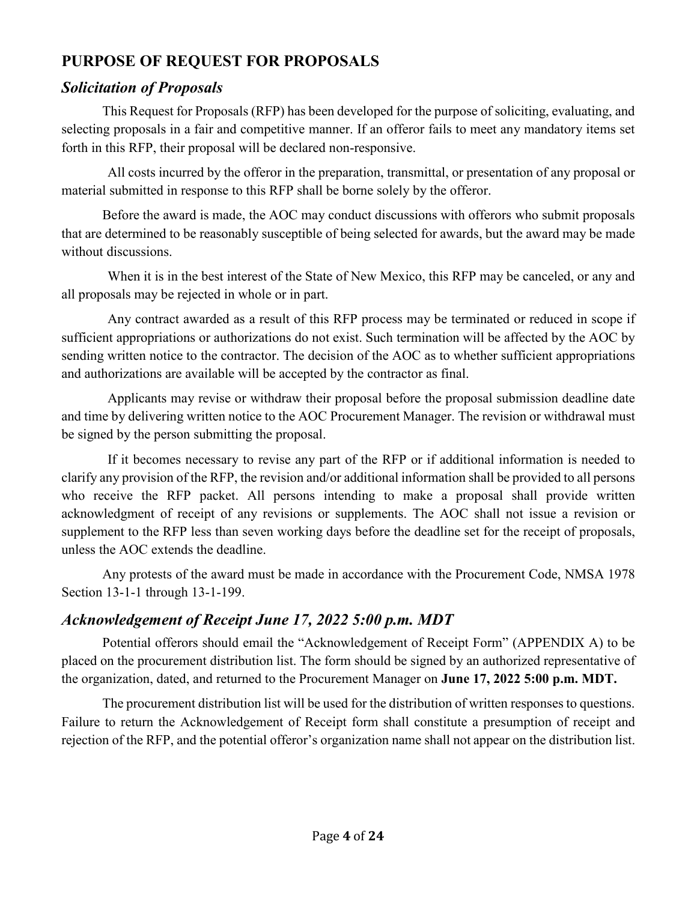## PURPOSE OF REQUEST FOR PROPOSALS

### *Solicitation of Proposals*

This Request for Proposals (RFP) has been developed for the purpose of soliciting, evaluating, and selecting proposals in a fair and competitive manner. If an offeror fails to meet any mandatory items set forth in this RFP, their proposal will be declared non-responsive.

All costs incurred by the offeror in the preparation, transmittal, or presentation of any proposal or material submitted in response to this RFP shall be borne solely by the offeror.

Before the award is made, the AOC may conduct discussions with offerors who submit proposals that are determined to be reasonably susceptible of being selected for awards, but the award may be made without discussions.

When it is in the best interest of the State of New Mexico, this RFP may be canceled, or any and all proposals may be rejected in whole or in part.

Any contract awarded as a result of this RFP process may be terminated or reduced in scope if sufficient appropriations or authorizations do not exist. Such termination will be affected by the AOC by sending written notice to the contractor. The decision of the AOC as to whether sufficient appropriations and authorizations are available will be accepted by the contractor as final.

Applicants may revise or withdraw their proposal before the proposal submission deadline date and time by delivering written notice to the AOC Procurement Manager. The revision or withdrawal must be signed by the person submitting the proposal.

If it becomes necessary to revise any part of the RFP or if additional information is needed to clarify any provision of the RFP, the revision and/or additional information shall be provided to all persons who receive the RFP packet. All persons intending to make a proposal shall provide written acknowledgment of receipt of any revisions or supplements. The AOC shall not issue a revision or supplement to the RFP less than seven working days before the deadline set for the receipt of proposals, unless the AOC extends the deadline.

Any protests of the award must be made in accordance with the Procurement Code, NMSA 1978 Section 13-1-1 through 13-1-199.

### *Acknowledgement of Receipt June 17, 2022 5:00 p.m. MDT*

Potential offerors should email the "Acknowledgement of Receipt Form" (APPENDIX A) to be placed on the procurement distribution list. The form should be signed by an authorized representative of the organization, dated, and returned to the Procurement Manager on **June 17, 2022 5:00 p.m. MDT.**

The procurement distribution list will be used for the distribution of written responses to questions. Failure to return the Acknowledgement of Receipt form shall constitute a presumption of receipt and rejection of the RFP, and the potential offeror's organization name shall not appear on the distribution list.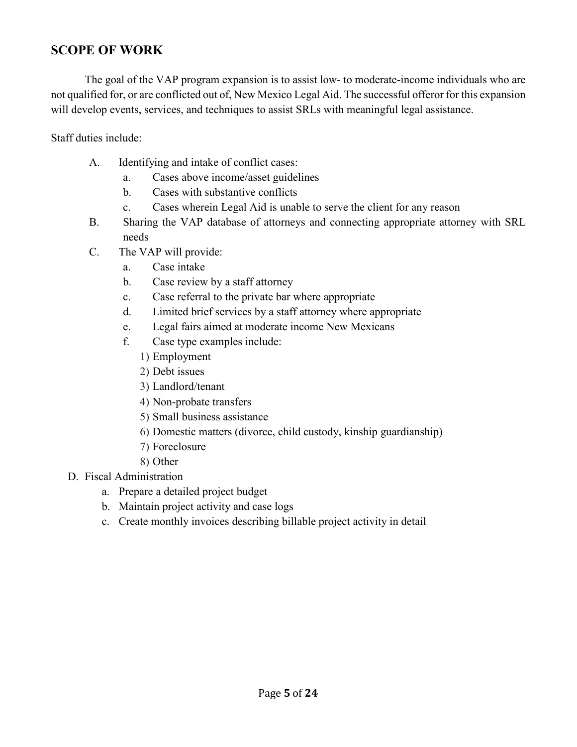## SCOPE OF WORK

The goal of the VAP program expansion is to assist low- to moderate-income individuals who are not qualified for, or are conflicted out of, New Mexico Legal Aid. The successful offeror for this expansion will develop events, services, and techniques to assist SRLs with meaningful legal assistance.

Staff duties include:

A. Identifying and intake of conflict cases:
   a. Cases above income/asset guidelines
   b. Cases with substantive conflicts
   c. Cases wherein Legal Aid is unable to serve the client for any reason

B. Sharing the VAP database of attorneys and connecting appropriate attorney with SRL needs

C. The VAP will provide:
   a. Case intake
   b. Case review by a staff attorney
   c. Case referral to the private bar where appropriate
   d. Limited brief services by a staff attorney where appropriate
   e. Legal fairs aimed at moderate income New Mexicans
   f. Case type examples include:
      1) Employment
      2) Debt issues
      3) Landlord/tenant
      4) Non-probate transfers
      5) Small business assistance
      6) Domestic matters (divorce, child custody, kinship guardianship)
      7) Foreclosure
      8) Other

D. Fiscal Administration
   a. Prepare a detailed project budget
   b. Maintain project activity and case logs
   c. Create monthly invoices describing billable project activity in detail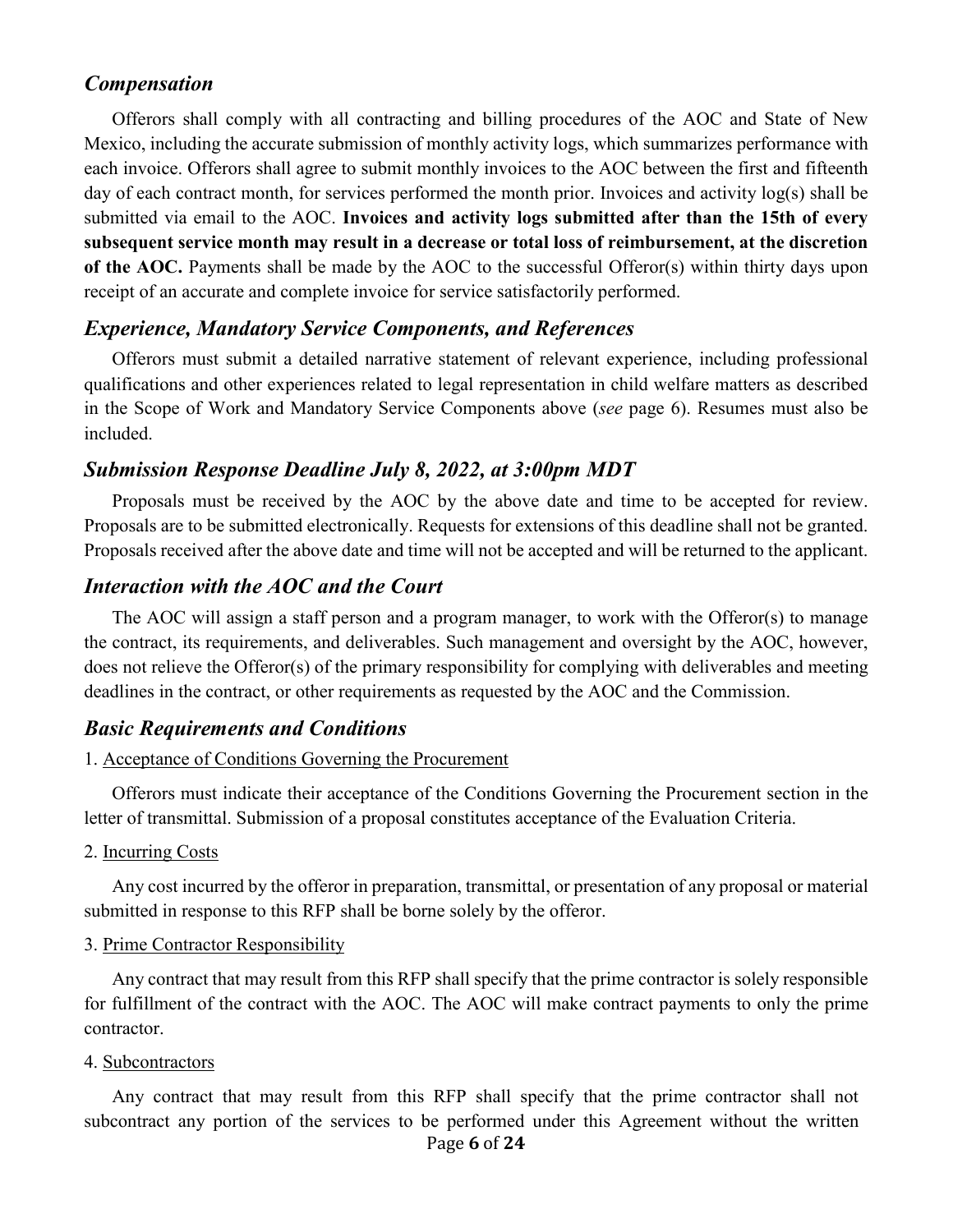## *Compensation*

Offerors shall comply with all contracting and billing procedures of the AOC and State of New Mexico, including the accurate submission of monthly activity logs, which summarizes performance with each invoice. Offerors shall agree to submit monthly invoices to the AOC between the first and fifteenth day of each contract month, for services performed the month prior. Invoices and activity log(s) shall be submitted via email to the AOC. **Invoices and activity logs submitted after than the 15th of every subsequent service month may result in a decrease or total loss of reimbursement, at the discretion of the AOC.** Payments shall be made by the AOC to the successful Offeror(s) within thirty days upon receipt of an accurate and complete invoice for service satisfactorily performed.

## *Experience, Mandatory Service Components, and References*

Offerors must submit a detailed narrative statement of relevant experience, including professional qualifications and other experiences related to legal representation in child welfare matters as described in the Scope of Work and Mandatory Service Components above (*see* page 6). Resumes must also be included.

## *Submission Response Deadline July 8, 2022, at 3:00pm MDT*

Proposals must be received by the AOC by the above date and time to be accepted for review. Proposals are to be submitted electronically. Requests for extensions of this deadline shall not be granted. Proposals received after the above date and time will not be accepted and will be returned to the applicant.

## *Interaction with the AOC and the Court*

The AOC will assign a staff person and a program manager, to work with the Offeror(s) to manage the contract, its requirements, and deliverables. Such management and oversight by the AOC, however, does not relieve the Offeror(s) of the primary responsibility for complying with deliverables and meeting deadlines in the contract, or other requirements as requested by the AOC and the Commission.

## *Basic Requirements and Conditions*

1. Acceptance of Conditions Governing the Procurement

Offerors must indicate their acceptance of the Conditions Governing the Procurement section in the letter of transmittal. Submission of a proposal constitutes acceptance of the Evaluation Criteria.

2. Incurring Costs

Any cost incurred by the offeror in preparation, transmittal, or presentation of any proposal or material submitted in response to this RFP shall be borne solely by the offeror.

3. Prime Contractor Responsibility

Any contract that may result from this RFP shall specify that the prime contractor is solely responsible for fulfillment of the contract with the AOC. The AOC will make contract payments to only the prime contractor.

4. Subcontractors

Any contract that may result from this RFP shall specify that the prime contractor shall not subcontract any portion of the services to be performed under this Agreement without the written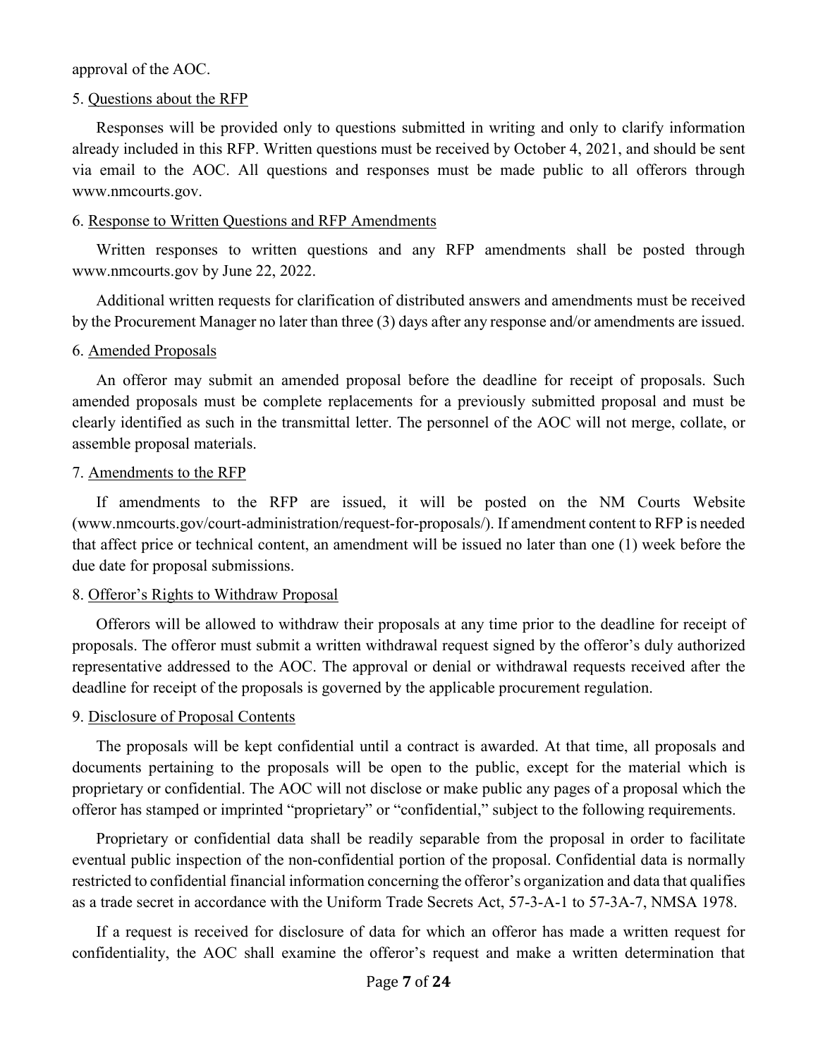approval of the AOC.

5. Questions about the RFP

Responses will be provided only to questions submitted in writing and only to clarify information already included in this RFP. Written questions must be received by October 4, 2021, and should be sent via email to the AOC. All questions and responses must be made public to all offerors through www.nmcourts.gov.

6. Response to Written Questions and RFP Amendments

Written responses to written questions and any RFP amendments shall be posted through www.nmcourts.gov by June 22, 2022.

Additional written requests for clarification of distributed answers and amendments must be received by the Procurement Manager no later than three (3) days after any response and/or amendments are issued.

6. Amended Proposals

An offeror may submit an amended proposal before the deadline for receipt of proposals. Such amended proposals must be complete replacements for a previously submitted proposal and must be clearly identified as such in the transmittal letter. The personnel of the AOC will not merge, collate, or assemble proposal materials.

7. Amendments to the RFP

If amendments to the RFP are issued, it will be posted on the NM Courts Website (www.nmcourts.gov/court-administration/request-for-proposals/). If amendment content to RFP is needed that affect price or technical content, an amendment will be issued no later than one (1) week before the due date for proposal submissions.

8. Offeror's Rights to Withdraw Proposal

Offerors will be allowed to withdraw their proposals at any time prior to the deadline for receipt of proposals. The offeror must submit a written withdrawal request signed by the offeror's duly authorized representative addressed to the AOC. The approval or denial or withdrawal requests received after the deadline for receipt of the proposals is governed by the applicable procurement regulation.

9. Disclosure of Proposal Contents

The proposals will be kept confidential until a contract is awarded. At that time, all proposals and documents pertaining to the proposals will be open to the public, except for the material which is proprietary or confidential. The AOC will not disclose or make public any pages of a proposal which the offeror has stamped or imprinted "proprietary" or "confidential," subject to the following requirements.

Proprietary or confidential data shall be readily separable from the proposal in order to facilitate eventual public inspection of the non-confidential portion of the proposal. Confidential data is normally restricted to confidential financial information concerning the offeror's organization and data that qualifies as a trade secret in accordance with the Uniform Trade Secrets Act, 57-3-A-1 to 57-3A-7, NMSA 1978.

If a request is received for disclosure of data for which an offeror has made a written request for confidentiality, the AOC shall examine the offeror's request and make a written determination that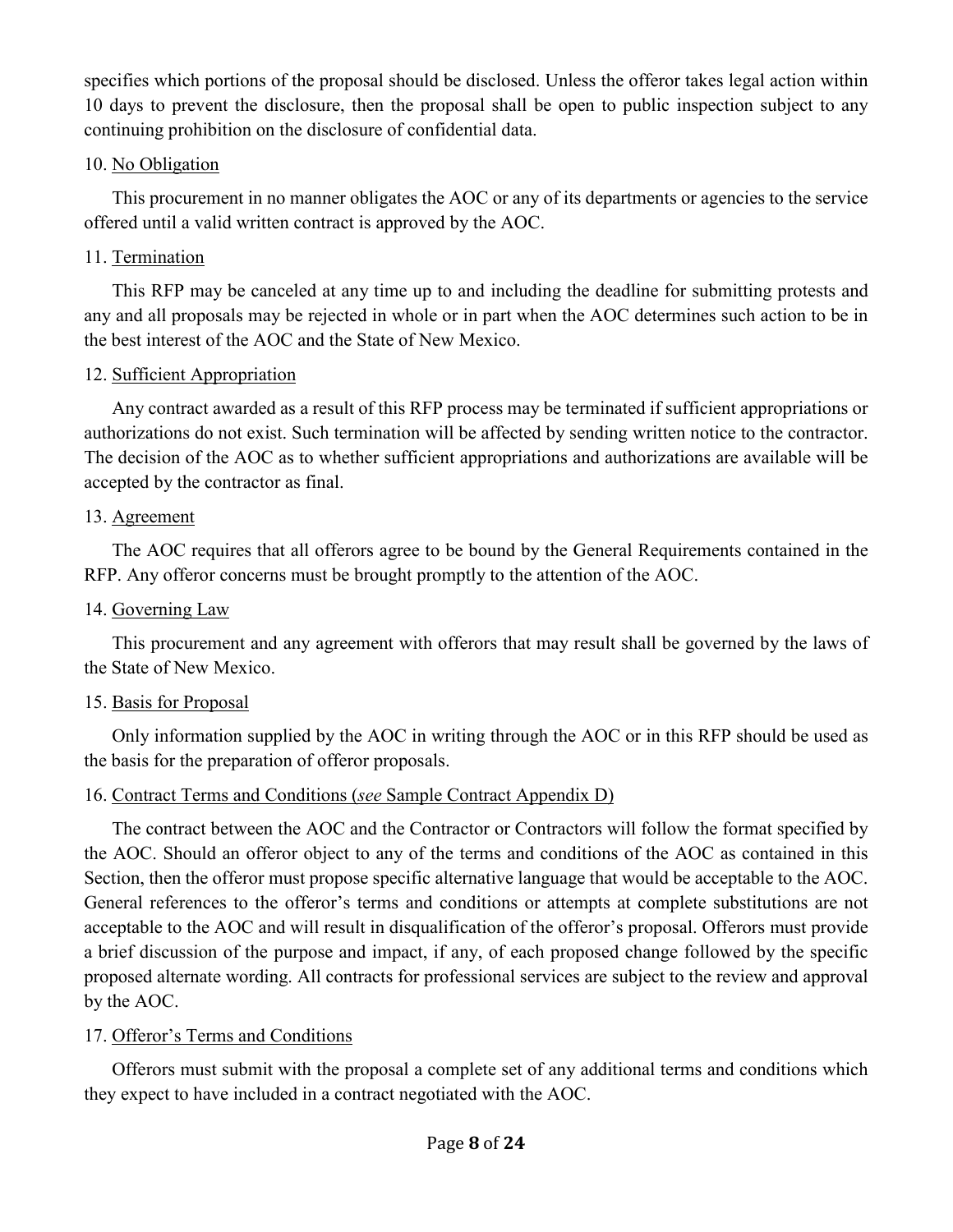specifies which portions of the proposal should be disclosed. Unless the offeror takes legal action within 10 days to prevent the disclosure, then the proposal shall be open to public inspection subject to any continuing prohibition on the disclosure of confidential data.

10. No Obligation

This procurement in no manner obligates the AOC or any of its departments or agencies to the service offered until a valid written contract is approved by the AOC.

11. Termination

This RFP may be canceled at any time up to and including the deadline for submitting protests and any and all proposals may be rejected in whole or in part when the AOC determines such action to be in the best interest of the AOC and the State of New Mexico.

12. Sufficient Appropriation

Any contract awarded as a result of this RFP process may be terminated if sufficient appropriations or authorizations do not exist. Such termination will be affected by sending written notice to the contractor. The decision of the AOC as to whether sufficient appropriations and authorizations are available will be accepted by the contractor as final.

13. Agreement

The AOC requires that all offerors agree to be bound by the General Requirements contained in the RFP. Any offeror concerns must be brought promptly to the attention of the AOC.

14. Governing Law

This procurement and any agreement with offerors that may result shall be governed by the laws of the State of New Mexico.

15. Basis for Proposal

Only information supplied by the AOC in writing through the AOC or in this RFP should be used as the basis for the preparation of offeror proposals.

16. Contract Terms and Conditions (*see* Sample Contract Appendix D)

The contract between the AOC and the Contractor or Contractors will follow the format specified by the AOC. Should an offeror object to any of the terms and conditions of the AOC as contained in this Section, then the offeror must propose specific alternative language that would be acceptable to the AOC. General references to the offeror's terms and conditions or attempts at complete substitutions are not acceptable to the AOC and will result in disqualification of the offeror's proposal. Offerors must provide a brief discussion of the purpose and impact, if any, of each proposed change followed by the specific proposed alternate wording. All contracts for professional services are subject to the review and approval by the AOC.

17. Offeror's Terms and Conditions

Offerors must submit with the proposal a complete set of any additional terms and conditions which they expect to have included in a contract negotiated with the AOC.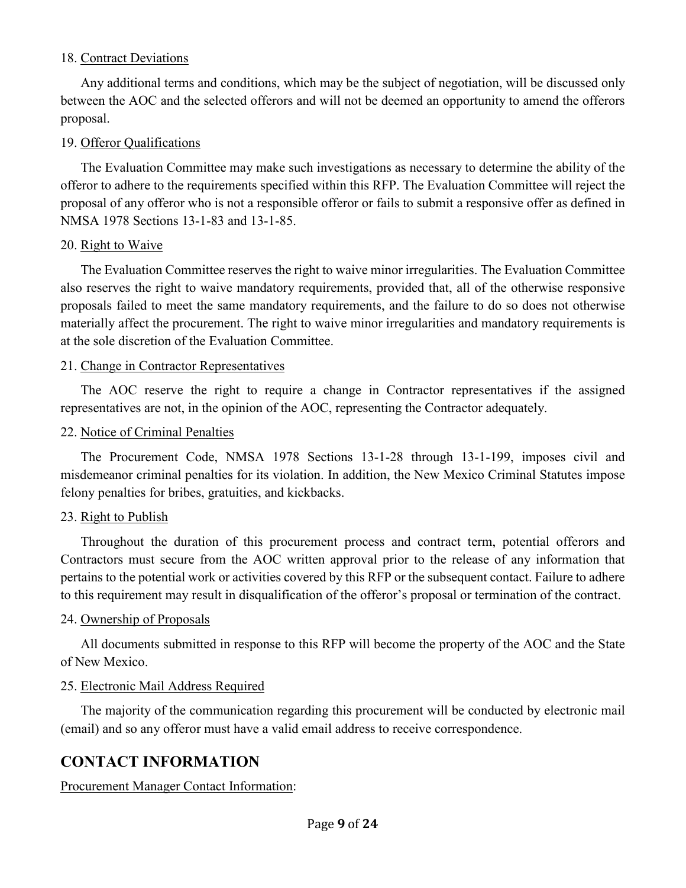18. Contract Deviations

Any additional terms and conditions, which may be the subject of negotiation, will be discussed only between the AOC and the selected offerors and will not be deemed an opportunity to amend the offerors proposal.

19. Offeror Qualifications

The Evaluation Committee may make such investigations as necessary to determine the ability of the offeror to adhere to the requirements specified within this RFP. The Evaluation Committee will reject the proposal of any offeror who is not a responsible offeror or fails to submit a responsive offer as defined in NMSA 1978 Sections 13-1-83 and 13-1-85.

20. Right to Waive

The Evaluation Committee reserves the right to waive minor irregularities. The Evaluation Committee also reserves the right to waive mandatory requirements, provided that, all of the otherwise responsive proposals failed to meet the same mandatory requirements, and the failure to do so does not otherwise materially affect the procurement. The right to waive minor irregularities and mandatory requirements is at the sole discretion of the Evaluation Committee.

21. Change in Contractor Representatives

The AOC reserve the right to require a change in Contractor representatives if the assigned representatives are not, in the opinion of the AOC, representing the Contractor adequately.

22. Notice of Criminal Penalties

The Procurement Code, NMSA 1978 Sections 13-1-28 through 13-1-199, imposes civil and misdemeanor criminal penalties for its violation. In addition, the New Mexico Criminal Statutes impose felony penalties for bribes, gratuities, and kickbacks.

23. Right to Publish

Throughout the duration of this procurement process and contract term, potential offerors and Contractors must secure from the AOC written approval prior to the release of any information that pertains to the potential work or activities covered by this RFP or the subsequent contact. Failure to adhere to this requirement may result in disqualification of the offeror's proposal or termination of the contract.

24. Ownership of Proposals

All documents submitted in response to this RFP will become the property of the AOC and the State of New Mexico.

25. Electronic Mail Address Required

The majority of the communication regarding this procurement will be conducted by electronic mail (email) and so any offeror must have a valid email address to receive correspondence.

## CONTACT INFORMATION

Procurement Manager Contact Information: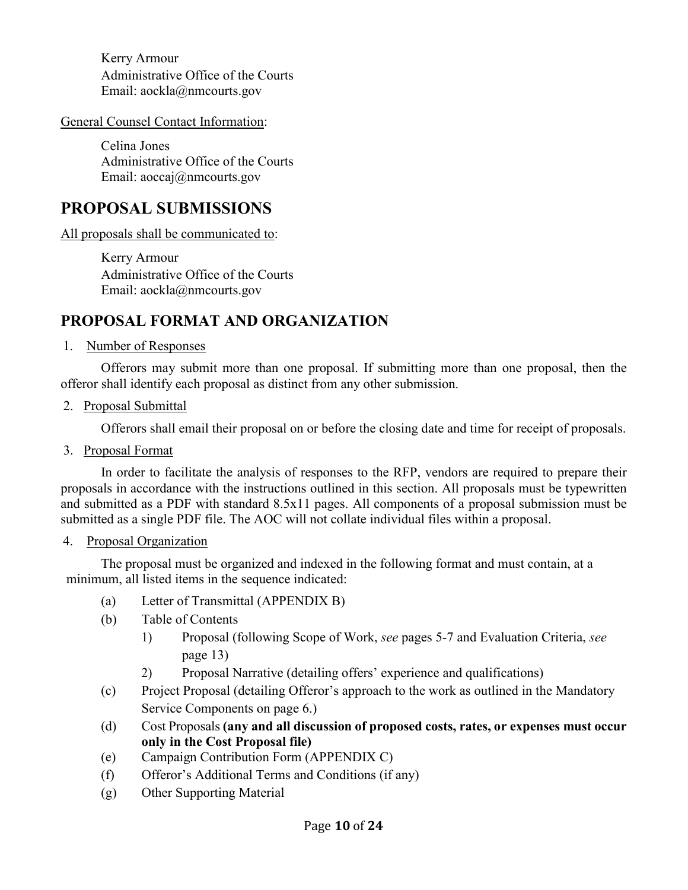Kerry Armour
Administrative Office of the Courts
Email: aockla@nmcourts.gov

General Counsel Contact Information:

Celina Jones
Administrative Office of the Courts
Email: aoccaj@nmcourts.gov

## PROPOSAL SUBMISSIONS

All proposals shall be communicated to:

Kerry Armour
Administrative Office of the Courts
Email: aockla@nmcourts.gov

## PROPOSAL FORMAT AND ORGANIZATION

1. Number of Responses

Offerors may submit more than one proposal. If submitting more than one proposal, then the offeror shall identify each proposal as distinct from any other submission.

2. Proposal Submittal

Offerors shall email their proposal on or before the closing date and time for receipt of proposals.

3. Proposal Format

In order to facilitate the analysis of responses to the RFP, vendors are required to prepare their proposals in accordance with the instructions outlined in this section. All proposals must be typewritten and submitted as a PDF with standard 8.5x11 pages. All components of a proposal submission must be submitted as a single PDF file. The AOC will not collate individual files within a proposal.

4. Proposal Organization

The proposal must be organized and indexed in the following format and must contain, at a minimum, all listed items in the sequence indicated:

(a) Letter of Transmittal (APPENDIX B)

(b) Table of Contents

   1) Proposal (following Scope of Work, *see* pages 5-7 and Evaluation Criteria, *see* page 13)

   2) Proposal Narrative (detailing offers' experience and qualifications)

(c) Project Proposal (detailing Offeror's approach to the work as outlined in the Mandatory Service Components on page 6.)

(d) Cost Proposals **(any and all discussion of proposed costs, rates, or expenses must occur only in the Cost Proposal file)**

(e) Campaign Contribution Form (APPENDIX C)

(f) Offeror's Additional Terms and Conditions (if any)

(g) Other Supporting Material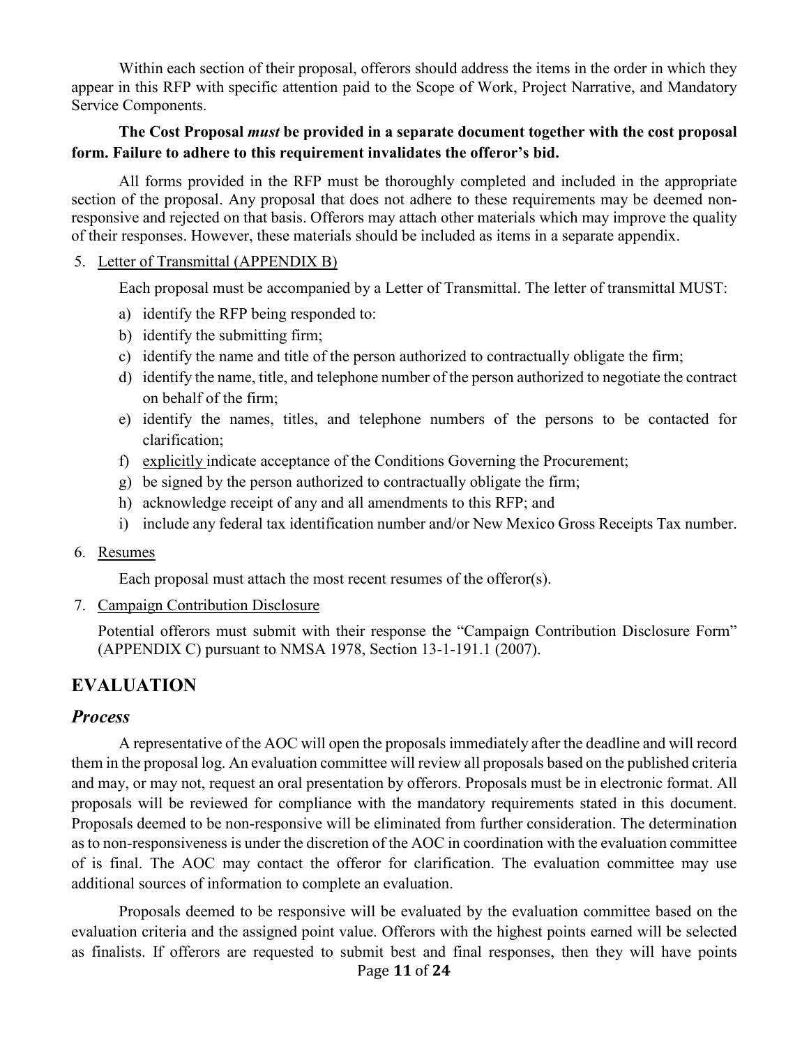Within each section of their proposal, offerors should address the items in the order in which they appear in this RFP with specific attention paid to the Scope of Work, Project Narrative, and Mandatory Service Components.

**The Cost Proposal *must* be provided in a separate document together with the cost proposal form. Failure to adhere to this requirement invalidates the offeror's bid.**

All forms provided in the RFP must be thoroughly completed and included in the appropriate section of the proposal. Any proposal that does not adhere to these requirements may be deemed non-responsive and rejected on that basis. Offerors may attach other materials which may improve the quality of their responses. However, these materials should be included as items in a separate appendix.

5. Letter of Transmittal (APPENDIX B)

   Each proposal must be accompanied by a Letter of Transmittal. The letter of transmittal MUST:

   a) identify the RFP being responded to:
   b) identify the submitting firm;
   c) identify the name and title of the person authorized to contractually obligate the firm;
   d) identify the name, title, and telephone number of the person authorized to negotiate the contract on behalf of the firm;
   e) identify the names, titles, and telephone numbers of the persons to be contacted for clarification;
   f) explicitly indicate acceptance of the Conditions Governing the Procurement;
   g) be signed by the person authorized to contractually obligate the firm;
   h) acknowledge receipt of any and all amendments to this RFP; and
   i) include any federal tax identification number and/or New Mexico Gross Receipts Tax number.

6. Resumes

   Each proposal must attach the most recent resumes of the offeror(s).

7. Campaign Contribution Disclosure

   Potential offerors must submit with their response the "Campaign Contribution Disclosure Form" (APPENDIX C) pursuant to NMSA 1978, Section 13-1-191.1 (2007).

## EVALUATION

### *Process*

A representative of the AOC will open the proposals immediately after the deadline and will record them in the proposal log. An evaluation committee will review all proposals based on the published criteria and may, or may not, request an oral presentation by offerors. Proposals must be in electronic format. All proposals will be reviewed for compliance with the mandatory requirements stated in this document. Proposals deemed to be non-responsive will be eliminated from further consideration. The determination as to non-responsiveness is under the discretion of the AOC in coordination with the evaluation committee of is final. The AOC may contact the offeror for clarification. The evaluation committee may use additional sources of information to complete an evaluation.

Proposals deemed to be responsive will be evaluated by the evaluation committee based on the evaluation criteria and the assigned point value. Offerors with the highest points earned will be selected as finalists. If offerors are requested to submit best and final responses, then they will have points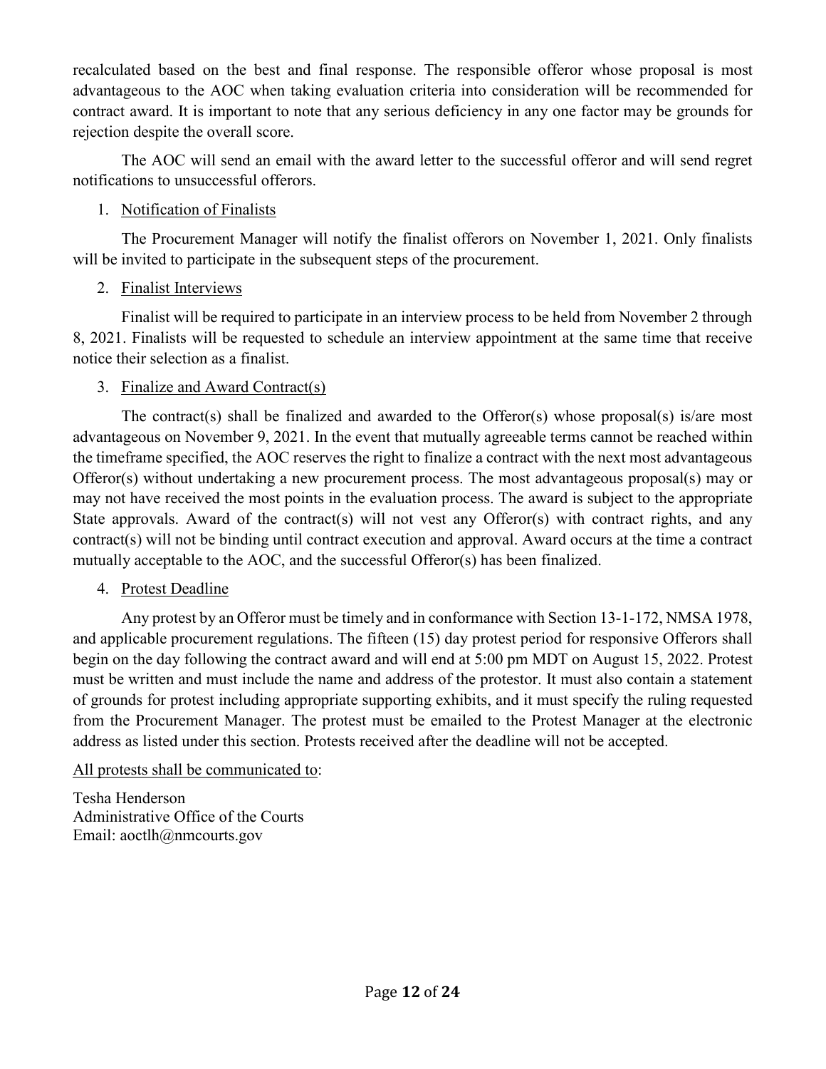recalculated based on the best and final response. The responsible offeror whose proposal is most advantageous to the AOC when taking evaluation criteria into consideration will be recommended for contract award. It is important to note that any serious deficiency in any one factor may be grounds for rejection despite the overall score.

The AOC will send an email with the award letter to the successful offeror and will send regret notifications to unsuccessful offerors.

1. Notification of Finalists

The Procurement Manager will notify the finalist offerors on November 1, 2021. Only finalists will be invited to participate in the subsequent steps of the procurement.

2. Finalist Interviews

Finalist will be required to participate in an interview process to be held from November 2 through 8, 2021. Finalists will be requested to schedule an interview appointment at the same time that receive notice their selection as a finalist.

3. Finalize and Award Contract(s)

The contract(s) shall be finalized and awarded to the Offeror(s) whose proposal(s) is/are most advantageous on November 9, 2021. In the event that mutually agreeable terms cannot be reached within the timeframe specified, the AOC reserves the right to finalize a contract with the next most advantageous Offeror(s) without undertaking a new procurement process. The most advantageous proposal(s) may or may not have received the most points in the evaluation process. The award is subject to the appropriate State approvals. Award of the contract(s) will not vest any Offeror(s) with contract rights, and any contract(s) will not be binding until contract execution and approval. Award occurs at the time a contract mutually acceptable to the AOC, and the successful Offeror(s) has been finalized.

4. Protest Deadline

Any protest by an Offeror must be timely and in conformance with Section 13-1-172, NMSA 1978, and applicable procurement regulations. The fifteen (15) day protest period for responsive Offerors shall begin on the day following the contract award and will end at 5:00 pm MDT on August 15, 2022. Protest must be written and must include the name and address of the protestor. It must also contain a statement of grounds for protest including appropriate supporting exhibits, and it must specify the ruling requested from the Procurement Manager. The protest must be emailed to the Protest Manager at the electronic address as listed under this section. Protests received after the deadline will not be accepted.

All protests shall be communicated to:

Tesha Henderson
Administrative Office of the Courts
Email: aoctlh@nmcourts.gov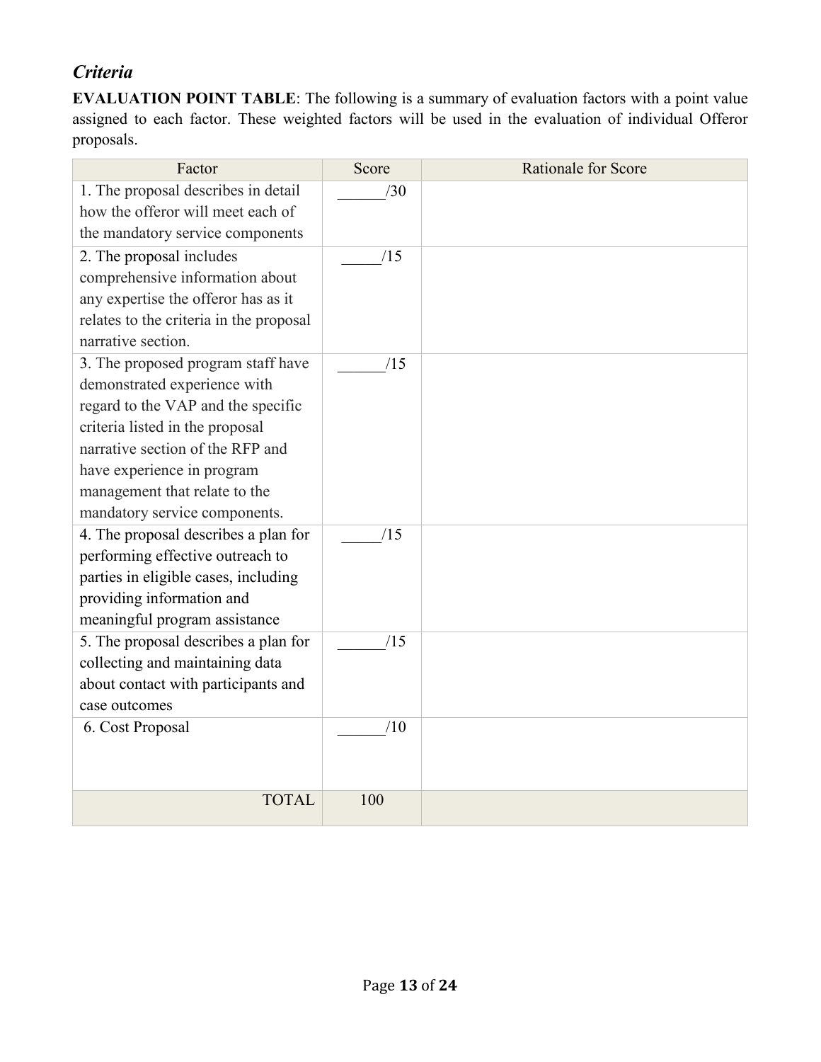### *Criteria*

**EVALUATION POINT TABLE**: The following is a summary of evaluation factors with a point value assigned to each factor. These weighted factors will be used in the evaluation of individual Offeror proposals.

| Factor | Score | Rationale for Score |
|---|---|---|
| 1. The proposal describes in detail how the offeror will meet each of the mandatory service components | ______/30 | |
| 2. The proposal includes comprehensive information about any expertise the offeror has as it relates to the criteria in the proposal narrative section. | _____/15 | |
| 3. The proposed program staff have demonstrated experience with regard to the VAP and the specific criteria listed in the proposal narrative section of the RFP and have experience in program management that relate to the mandatory service components. | ______/15 | |
| 4. The proposal describes a plan for performing effective outreach to parties in eligible cases, including providing information and meaningful program assistance | _____/15 | |
| 5. The proposal describes a plan for collecting and maintaining data about contact with participants and case outcomes | ______/15 | |
| 6. Cost Proposal | ______/10 | |
| TOTAL | 100 | |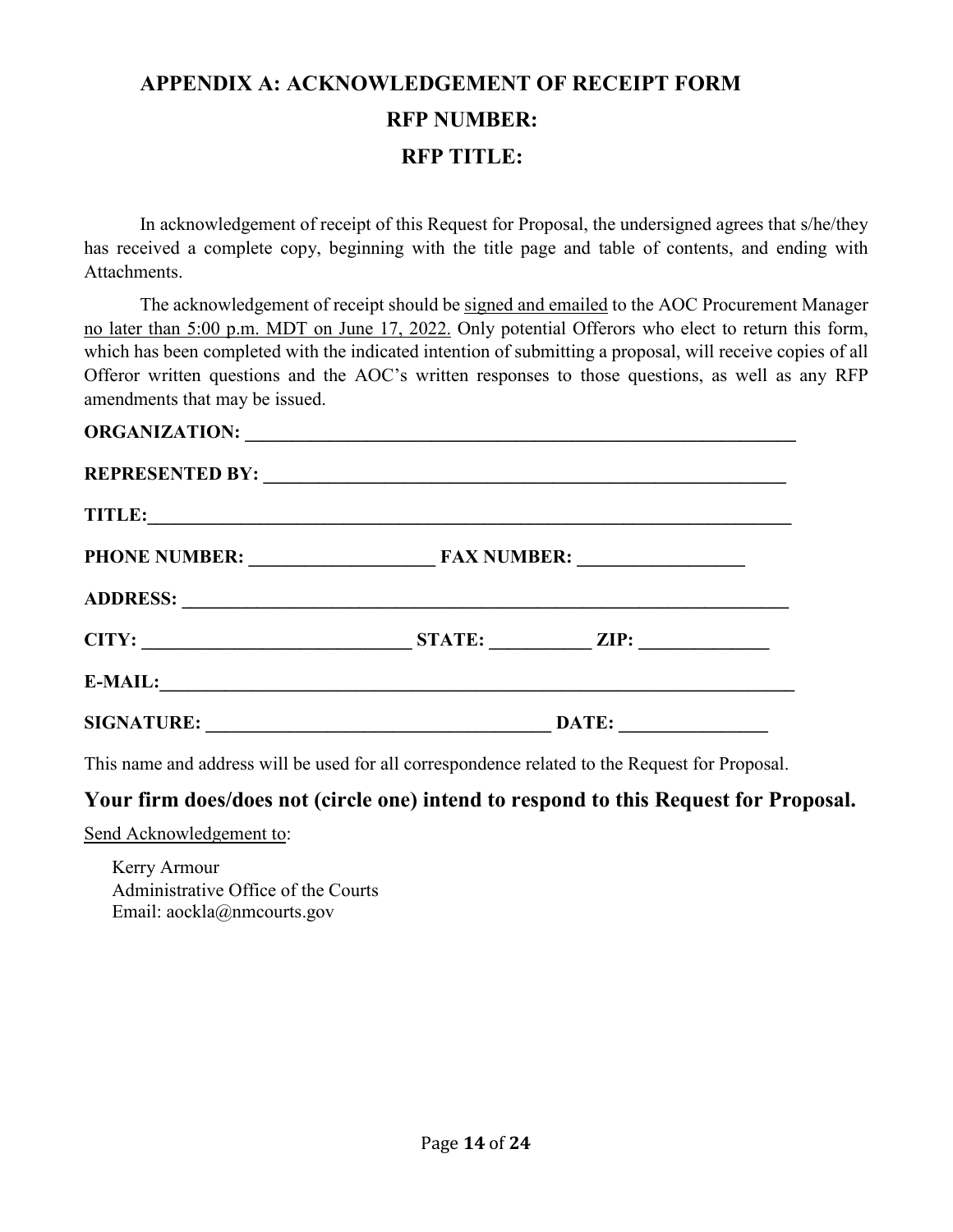# APPENDIX A: ACKNOWLEDGEMENT OF RECEIPT FORM

## RFP NUMBER:

## RFP TITLE:

In acknowledgement of receipt of this Request for Proposal, the undersigned agrees that s/he/they has received a complete copy, beginning with the title page and table of contents, and ending with Attachments.

The acknowledgement of receipt should be signed and emailed to the AOC Procurement Manager no later than 5:00 p.m. MDT on June 17, 2022. Only potential Offerors who elect to return this form, which has been completed with the indicated intention of submitting a proposal, will receive copies of all Offeror written questions and the AOC's written responses to those questions, as well as any RFP amendments that may be issued.

**ORGANIZATION:** ______________________________________________________________

**REPRESENTED BY:** ________________________________________________________

**TITLE:**_____________________________________________________________________

**PHONE NUMBER:** ___________________ **FAX NUMBER:** _________________

**ADDRESS:** ___________________________________________________________________

**CITY:** ____________________________ **STATE:** __________ **ZIP:** _____________

**E-MAIL:**____________________________________________________________________

**SIGNATURE:** ____________________________________ **DATE:** _______________

This name and address will be used for all correspondence related to the Request for Proposal.

**Your firm does/does not (circle one) intend to respond to this Request for Proposal.**

Send Acknowledgement to:

Kerry Armour
Administrative Office of the Courts
Email: aockla@nmcourts.gov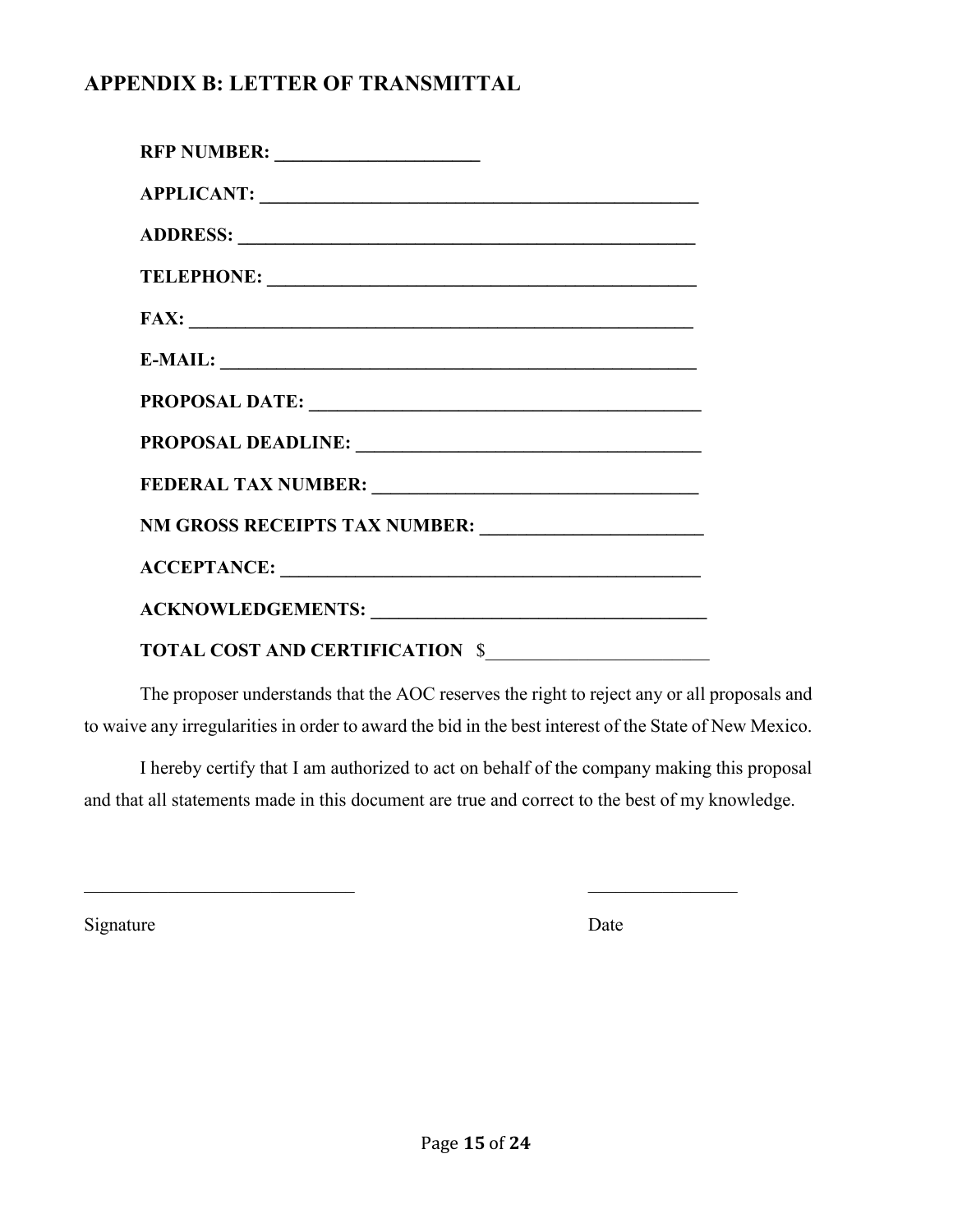## APPENDIX B: LETTER OF TRANSMITTAL

**RFP NUMBER: ______________________**

**APPLICANT: ________________________________________________**

**ADDRESS: __________________________________________________**

**TELEPHONE: ______________________________________________**

**FAX: ______________________________________________________**

**E-MAIL: ___________________________________________________**

**PROPOSAL DATE: ___________________________________________**

**PROPOSAL DEADLINE: ______________________________________**

**FEDERAL TAX NUMBER: _____________________________________**

**NM GROSS RECEIPTS TAX NUMBER: _________________________**

**ACCEPTANCE: ______________________________________________**

**ACKNOWLEDGEMENTS: _______________________________________**

**TOTAL COST AND CERTIFICATION** $________________________

The proposer understands that the AOC reserves the right to reject any or all proposals and to waive any irregularities in order to award the bid in the best interest of the State of New Mexico.

I hereby certify that I am authorized to act on behalf of the company making this proposal and that all statements made in this document are true and correct to the best of my knowledge.

______________________________ ________________

Signature Date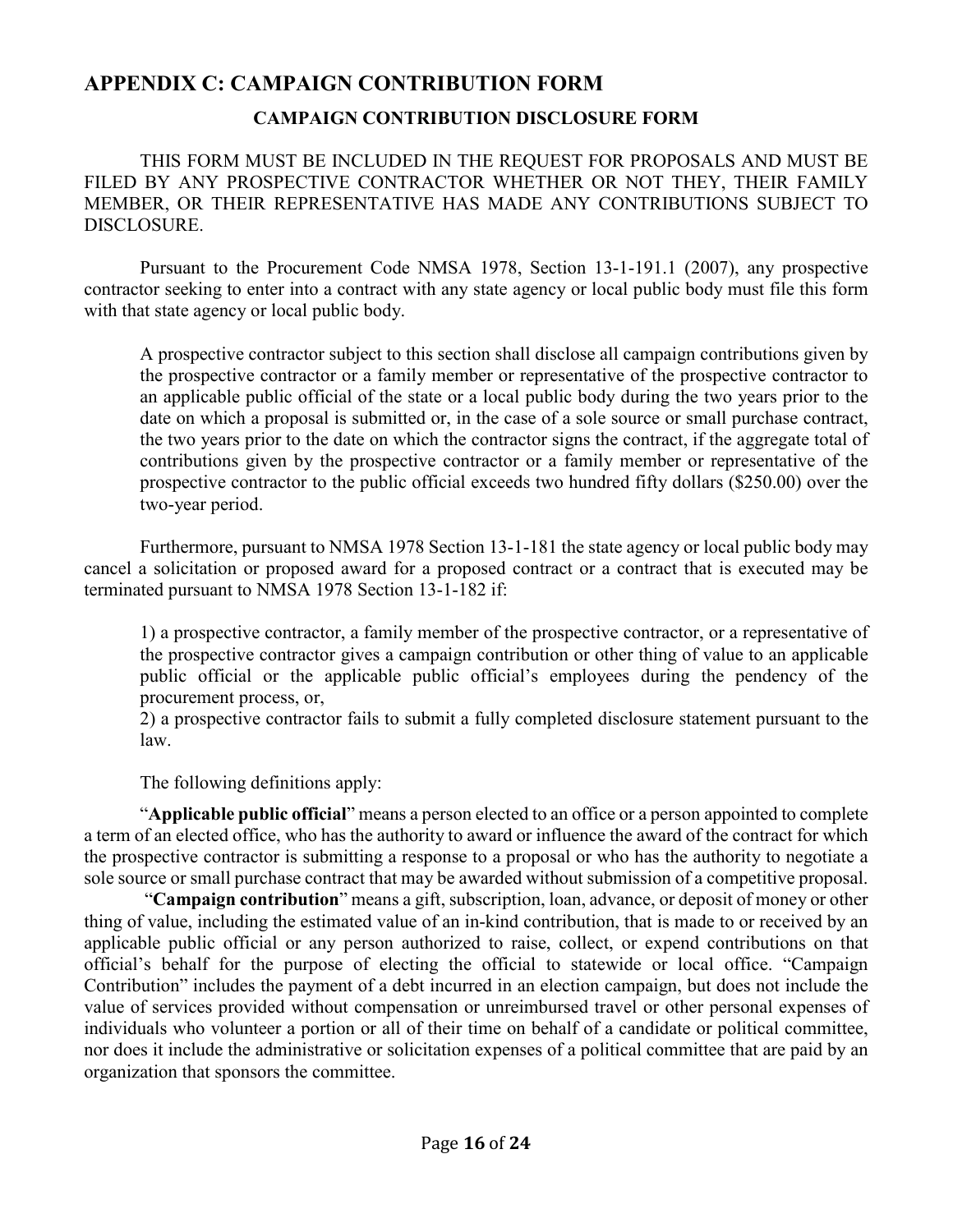## APPENDIX C: CAMPAIGN CONTRIBUTION FORM

### CAMPAIGN CONTRIBUTION DISCLOSURE FORM

THIS FORM MUST BE INCLUDED IN THE REQUEST FOR PROPOSALS AND MUST BE FILED BY ANY PROSPECTIVE CONTRACTOR WHETHER OR NOT THEY, THEIR FAMILY MEMBER, OR THEIR REPRESENTATIVE HAS MADE ANY CONTRIBUTIONS SUBJECT TO DISCLOSURE.

Pursuant to the Procurement Code NMSA 1978, Section 13-1-191.1 (2007), any prospective contractor seeking to enter into a contract with any state agency or local public body must file this form with that state agency or local public body.

> A prospective contractor subject to this section shall disclose all campaign contributions given by the prospective contractor or a family member or representative of the prospective contractor to an applicable public official of the state or a local public body during the two years prior to the date on which a proposal is submitted or, in the case of a sole source or small purchase contract, the two years prior to the date on which the contractor signs the contract, if the aggregate total of contributions given by the prospective contractor or a family member or representative of the prospective contractor to the public official exceeds two hundred fifty dollars ($250.00) over the two-year period.

Furthermore, pursuant to NMSA 1978 Section 13-1-181 the state agency or local public body may cancel a solicitation or proposed award for a proposed contract or a contract that is executed may be terminated pursuant to NMSA 1978 Section 13-1-182 if:

> 1) a prospective contractor, a family member of the prospective contractor, or a representative of the prospective contractor gives a campaign contribution or other thing of value to an applicable public official or the applicable public official's employees during the pendency of the procurement process, or,
> 2) a prospective contractor fails to submit a fully completed disclosure statement pursuant to the law.

The following definitions apply:

"**Applicable public official**" means a person elected to an office or a person appointed to complete a term of an elected office, who has the authority to award or influence the award of the contract for which the prospective contractor is submitting a response to a proposal or who has the authority to negotiate a sole source or small purchase contract that may be awarded without submission of a competitive proposal.

"**Campaign contribution**" means a gift, subscription, loan, advance, or deposit of money or other thing of value, including the estimated value of an in-kind contribution, that is made to or received by an applicable public official or any person authorized to raise, collect, or expend contributions on that official's behalf for the purpose of electing the official to statewide or local office. "Campaign Contribution" includes the payment of a debt incurred in an election campaign, but does not include the value of services provided without compensation or unreimbursed travel or other personal expenses of individuals who volunteer a portion or all of their time on behalf of a candidate or political committee, nor does it include the administrative or solicitation expenses of a political committee that are paid by an organization that sponsors the committee.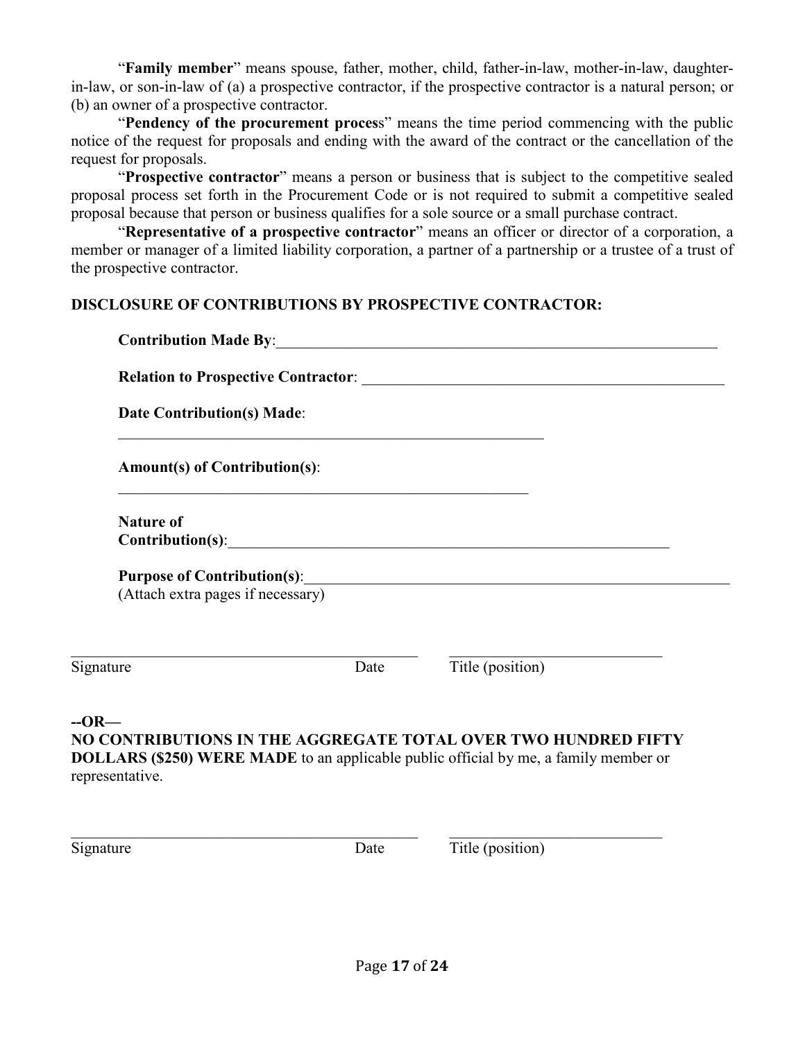"**Family member**" means spouse, father, mother, child, father-in-law, mother-in-law, daughter-in-law, or son-in-law of (a) a prospective contractor, if the prospective contractor is a natural person; or (b) an owner of a prospective contractor.

"**Pendency of the procurement process**" means the time period commencing with the public notice of the request for proposals and ending with the award of the contract or the cancellation of the request for proposals.

"**Prospective contractor**" means a person or business that is subject to the competitive sealed proposal process set forth in the Procurement Code or is not required to submit a competitive sealed proposal because that person or business qualifies for a sole source or a small purchase contract.

"**Representative of a prospective contractor**" means an officer or director of a corporation, a member or manager of a limited liability corporation, a partner of a partnership or a trustee of a trust of the prospective contractor.

**DISCLOSURE OF CONTRIBUTIONS BY PROSPECTIVE CONTRACTOR:**

**Contribution Made By**:____________________________________________________________

**Relation to Prospective Contractor**: _________________________________________________

**Date Contribution(s) Made**:

_________________________________________________________

**Amount(s) of Contribution(s)**:

_______________________________________________________

**Nature of Contribution(s)**:___________________________________________________________

**Purpose of Contribution(s)**:__________________________________________________________
(Attach extra pages if necessary)

______________________________________________ ____________________________
Signature Date Title (position)

**--OR—**

**NO CONTRIBUTIONS IN THE AGGREGATE TOTAL OVER TWO HUNDRED FIFTY DOLLARS ($250) WERE MADE** to an applicable public official by me, a family member or representative.

______________________________________________ ____________________________
Signature Date Title (position)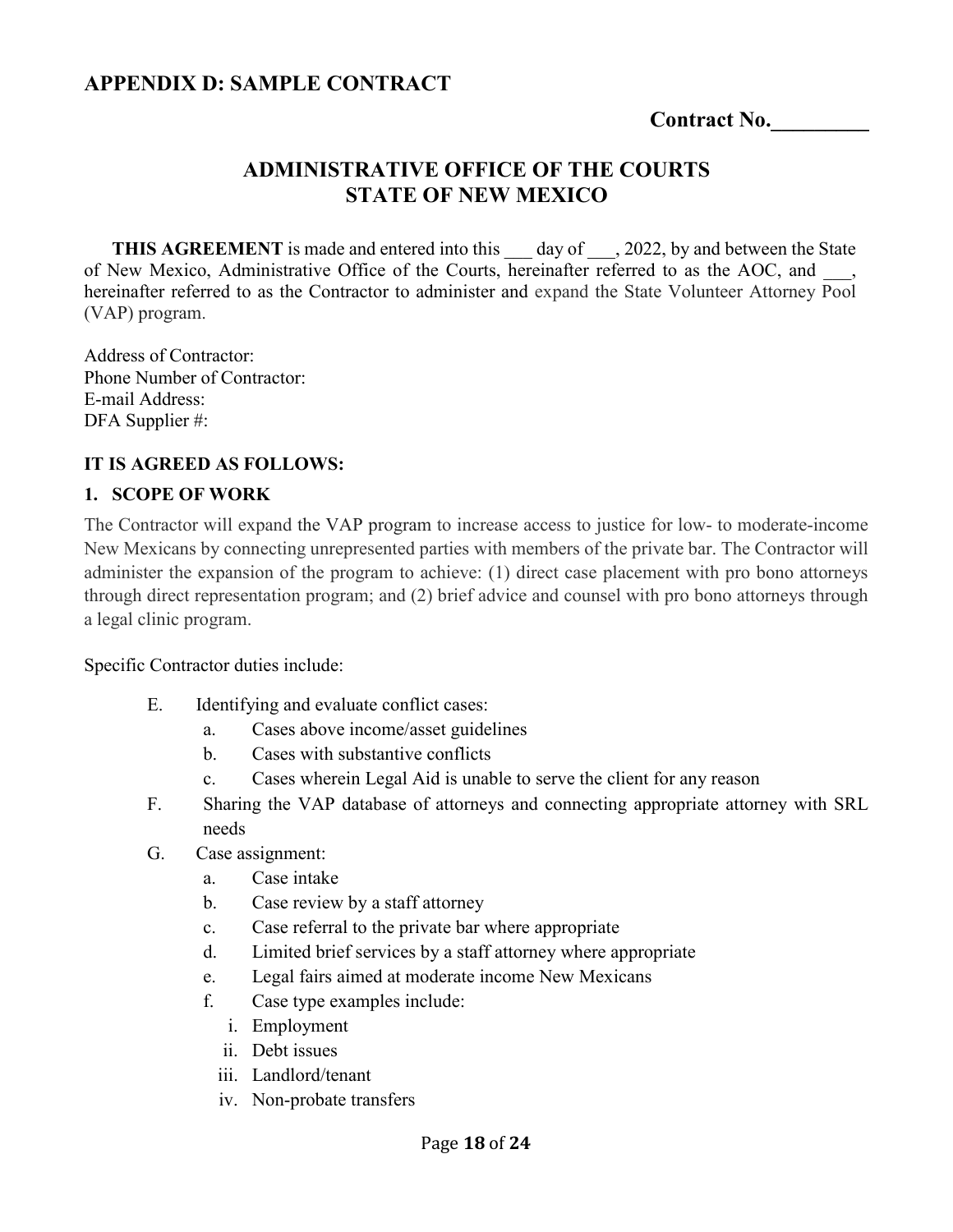## APPENDIX D: SAMPLE CONTRACT

**Contract No.\_\_\_\_\_\_\_\_\_**

## ADMINISTRATIVE OFFICE OF THE COURTS
## STATE OF NEW MEXICO

**THIS AGREEMENT** is made and entered into this \_\_\_ day of \_\_\_, 2022, by and between the State of New Mexico, Administrative Office of the Courts, hereinafter referred to as the AOC, and \_\_\_, hereinafter referred to as the Contractor to administer and expand the State Volunteer Attorney Pool (VAP) program.

Address of Contractor:
Phone Number of Contractor:
E-mail Address:
DFA Supplier #:

**IT IS AGREED AS FOLLOWS:**

**1. SCOPE OF WORK**

The Contractor will expand the VAP program to increase access to justice for low- to moderate-income New Mexicans by connecting unrepresented parties with members of the private bar. The Contractor will administer the expansion of the program to achieve: (1) direct case placement with pro bono attorneys through direct representation program; and (2) brief advice and counsel with pro bono attorneys through a legal clinic program.

Specific Contractor duties include:

E. Identifying and evaluate conflict cases:
   a. Cases above income/asset guidelines
   b. Cases with substantive conflicts
   c. Cases wherein Legal Aid is unable to serve the client for any reason

F. Sharing the VAP database of attorneys and connecting appropriate attorney with SRL needs

G. Case assignment:
   a. Case intake
   b. Case review by a staff attorney
   c. Case referral to the private bar where appropriate
   d. Limited brief services by a staff attorney where appropriate
   e. Legal fairs aimed at moderate income New Mexicans
   f. Case type examples include:
      i. Employment
      ii. Debt issues
      iii. Landlord/tenant
      iv. Non-probate transfers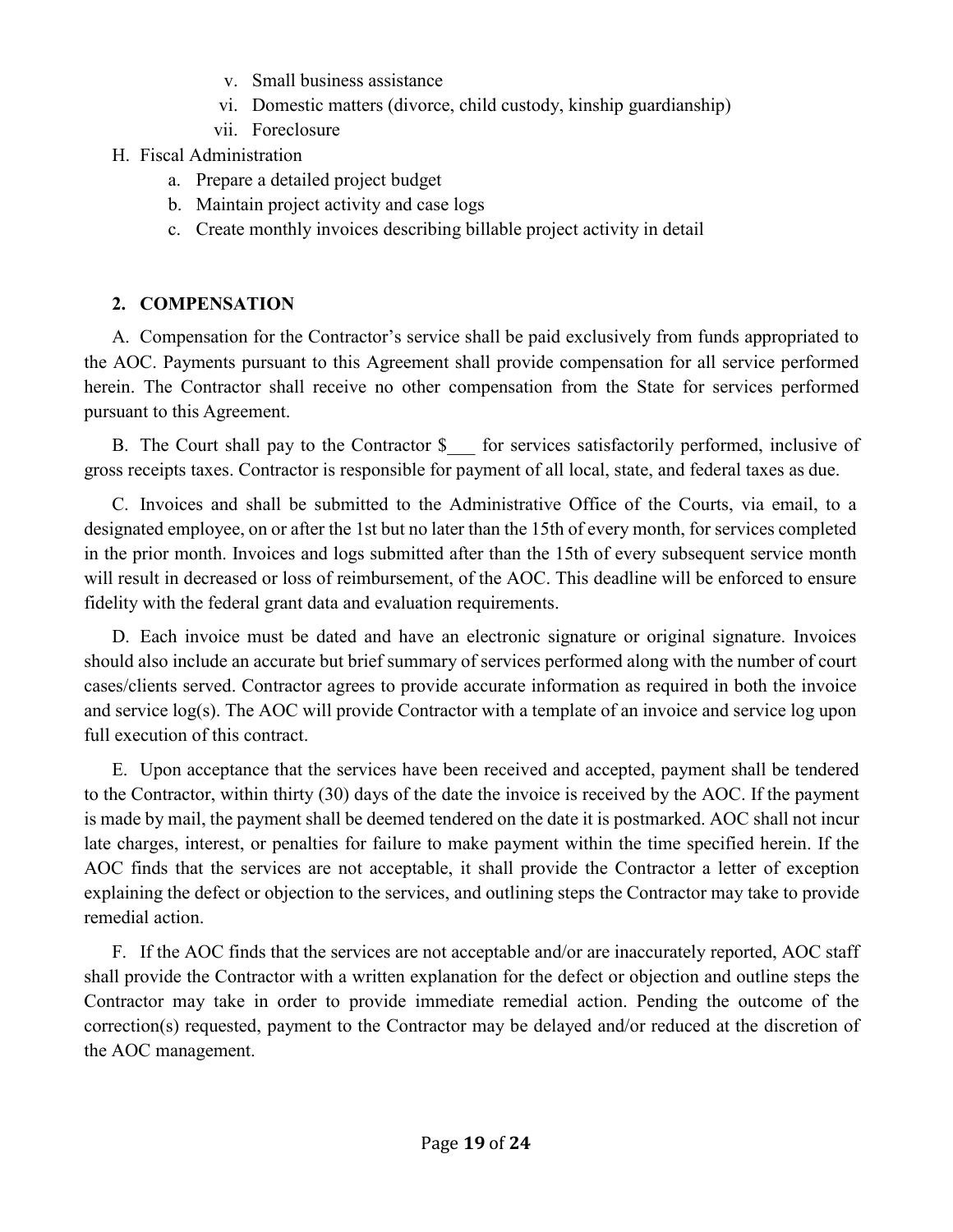v. Small business assistance
vi. Domestic matters (divorce, child custody, kinship guardianship)
vii. Foreclosure

H. Fiscal Administration
   a. Prepare a detailed project budget
   b. Maintain project activity and case logs
   c. Create monthly invoices describing billable project activity in detail

## 2. COMPENSATION

A. Compensation for the Contractor's service shall be paid exclusively from funds appropriated to the AOC. Payments pursuant to this Agreement shall provide compensation for all service performed herein. The Contractor shall receive no other compensation from the State for services performed pursuant to this Agreement.

B. The Court shall pay to the Contractor $___ for services satisfactorily performed, inclusive of gross receipts taxes. Contractor is responsible for payment of all local, state, and federal taxes as due.

C. Invoices and shall be submitted to the Administrative Office of the Courts, via email, to a designated employee, on or after the 1st but no later than the 15th of every month, for services completed in the prior month. Invoices and logs submitted after than the 15th of every subsequent service month will result in decreased or loss of reimbursement, of the AOC. This deadline will be enforced to ensure fidelity with the federal grant data and evaluation requirements.

D. Each invoice must be dated and have an electronic signature or original signature. Invoices should also include an accurate but brief summary of services performed along with the number of court cases/clients served. Contractor agrees to provide accurate information as required in both the invoice and service log(s). The AOC will provide Contractor with a template of an invoice and service log upon full execution of this contract.

E. Upon acceptance that the services have been received and accepted, payment shall be tendered to the Contractor, within thirty (30) days of the date the invoice is received by the AOC. If the payment is made by mail, the payment shall be deemed tendered on the date it is postmarked. AOC shall not incur late charges, interest, or penalties for failure to make payment within the time specified herein. If the AOC finds that the services are not acceptable, it shall provide the Contractor a letter of exception explaining the defect or objection to the services, and outlining steps the Contractor may take to provide remedial action.

F. If the AOC finds that the services are not acceptable and/or are inaccurately reported, AOC staff shall provide the Contractor with a written explanation for the defect or objection and outline steps the Contractor may take in order to provide immediate remedial action. Pending the outcome of the correction(s) requested, payment to the Contractor may be delayed and/or reduced at the discretion of the AOC management.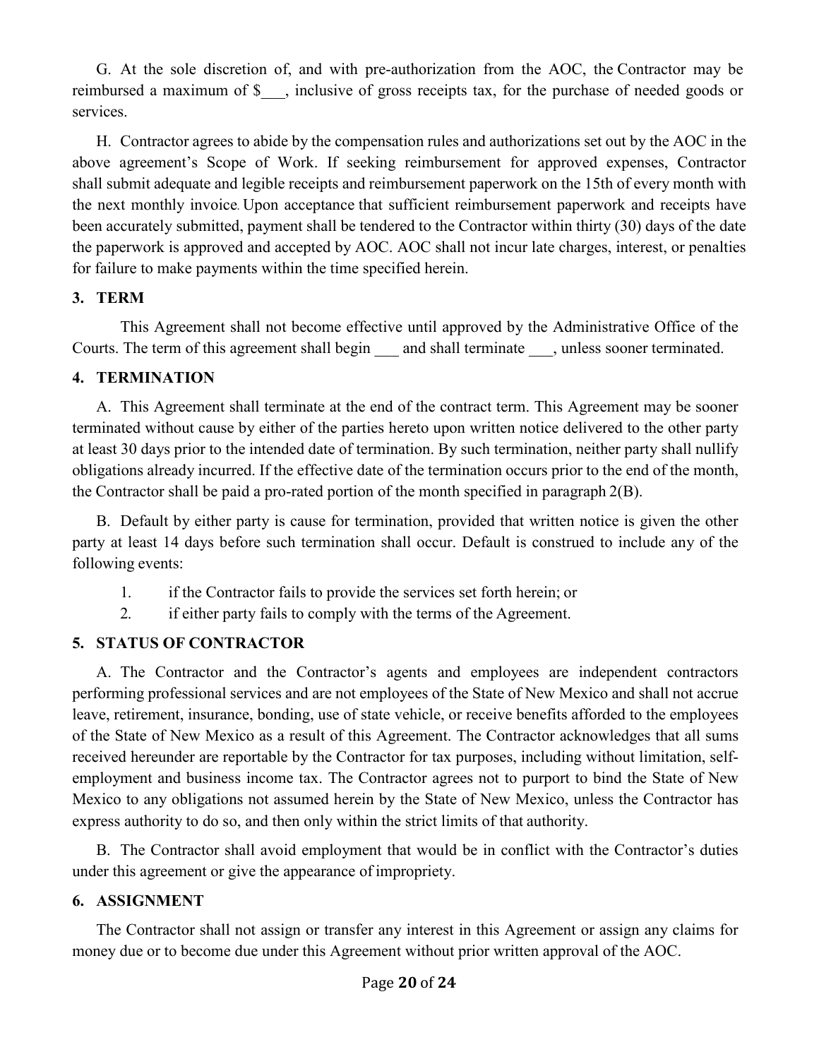G. At the sole discretion of, and with pre-authorization from the AOC, the Contractor may be reimbursed a maximum of $___, inclusive of gross receipts tax, for the purchase of needed goods or services.

H. Contractor agrees to abide by the compensation rules and authorizations set out by the AOC in the above agreement's Scope of Work. If seeking reimbursement for approved expenses, Contractor shall submit adequate and legible receipts and reimbursement paperwork on the 15th of every month with the next monthly invoice. Upon acceptance that sufficient reimbursement paperwork and receipts have been accurately submitted, payment shall be tendered to the Contractor within thirty (30) days of the date the paperwork is approved and accepted by AOC. AOC shall not incur late charges, interest, or penalties for failure to make payments within the time specified herein.

## 3. TERM

This Agreement shall not become effective until approved by the Administrative Office of the Courts. The term of this agreement shall begin ___ and shall terminate ___, unless sooner terminated.

## 4. TERMINATION

A. This Agreement shall terminate at the end of the contract term. This Agreement may be sooner terminated without cause by either of the parties hereto upon written notice delivered to the other party at least 30 days prior to the intended date of termination. By such termination, neither party shall nullify obligations already incurred. If the effective date of the termination occurs prior to the end of the month, the Contractor shall be paid a pro-rated portion of the month specified in paragraph 2(B).

B. Default by either party is cause for termination, provided that written notice is given the other party at least 14 days before such termination shall occur. Default is construed to include any of the following events:

1. if the Contractor fails to provide the services set forth herein; or
2. if either party fails to comply with the terms of the Agreement.

## 5. STATUS OF CONTRACTOR

A. The Contractor and the Contractor's agents and employees are independent contractors performing professional services and are not employees of the State of New Mexico and shall not accrue leave, retirement, insurance, bonding, use of state vehicle, or receive benefits afforded to the employees of the State of New Mexico as a result of this Agreement. The Contractor acknowledges that all sums received hereunder are reportable by the Contractor for tax purposes, including without limitation, self-employment and business income tax. The Contractor agrees not to purport to bind the State of New Mexico to any obligations not assumed herein by the State of New Mexico, unless the Contractor has express authority to do so, and then only within the strict limits of that authority.

B. The Contractor shall avoid employment that would be in conflict with the Contractor's duties under this agreement or give the appearance of impropriety.

## 6. ASSIGNMENT

The Contractor shall not assign or transfer any interest in this Agreement or assign any claims for money due or to become due under this Agreement without prior written approval of the AOC.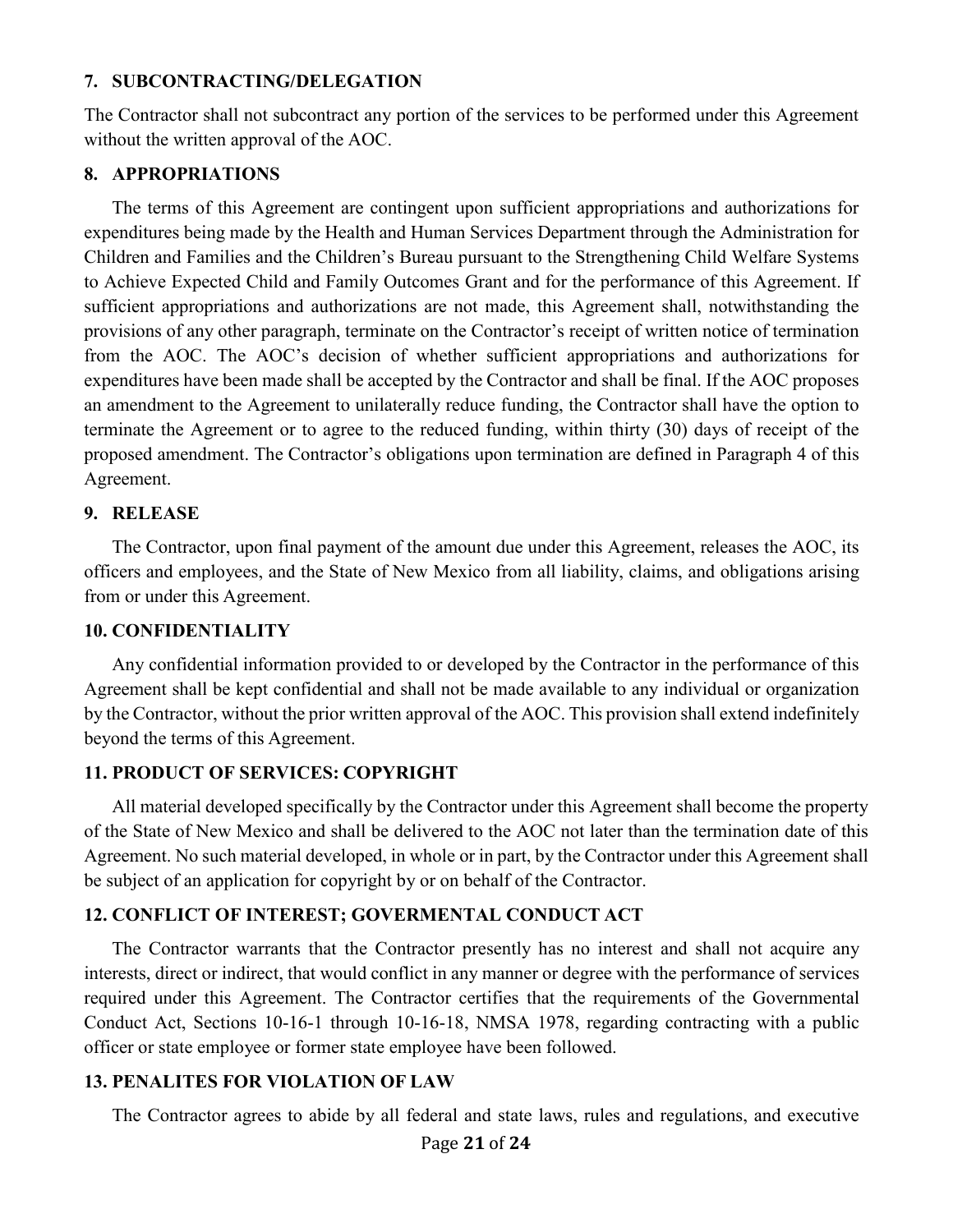**7. SUBCONTRACTING/DELEGATION**

The Contractor shall not subcontract any portion of the services to be performed under this Agreement without the written approval of the AOC.

**8. APPROPRIATIONS**

The terms of this Agreement are contingent upon sufficient appropriations and authorizations for expenditures being made by the Health and Human Services Department through the Administration for Children and Families and the Children's Bureau pursuant to the Strengthening Child Welfare Systems to Achieve Expected Child and Family Outcomes Grant and for the performance of this Agreement. If sufficient appropriations and authorizations are not made, this Agreement shall, notwithstanding the provisions of any other paragraph, terminate on the Contractor's receipt of written notice of termination from the AOC. The AOC's decision of whether sufficient appropriations and authorizations for expenditures have been made shall be accepted by the Contractor and shall be final. If the AOC proposes an amendment to the Agreement to unilaterally reduce funding, the Contractor shall have the option to terminate the Agreement or to agree to the reduced funding, within thirty (30) days of receipt of the proposed amendment. The Contractor's obligations upon termination are defined in Paragraph 4 of this Agreement.

**9. RELEASE**

The Contractor, upon final payment of the amount due under this Agreement, releases the AOC, its officers and employees, and the State of New Mexico from all liability, claims, and obligations arising from or under this Agreement.

**10. CONFIDENTIALITY**

Any confidential information provided to or developed by the Contractor in the performance of this Agreement shall be kept confidential and shall not be made available to any individual or organization by the Contractor, without the prior written approval of the AOC. This provision shall extend indefinitely beyond the terms of this Agreement.

**11. PRODUCT OF SERVICES: COPYRIGHT**

All material developed specifically by the Contractor under this Agreement shall become the property of the State of New Mexico and shall be delivered to the AOC not later than the termination date of this Agreement. No such material developed, in whole or in part, by the Contractor under this Agreement shall be subject of an application for copyright by or on behalf of the Contractor.

**12. CONFLICT OF INTEREST; GOVERMENTAL CONDUCT ACT**

The Contractor warrants that the Contractor presently has no interest and shall not acquire any interests, direct or indirect, that would conflict in any manner or degree with the performance of services required under this Agreement. The Contractor certifies that the requirements of the Governmental Conduct Act, Sections 10-16-1 through 10-16-18, NMSA 1978, regarding contracting with a public officer or state employee or former state employee have been followed.

**13. PENALITES FOR VIOLATION OF LAW**

The Contractor agrees to abide by all federal and state laws, rules and regulations, and executive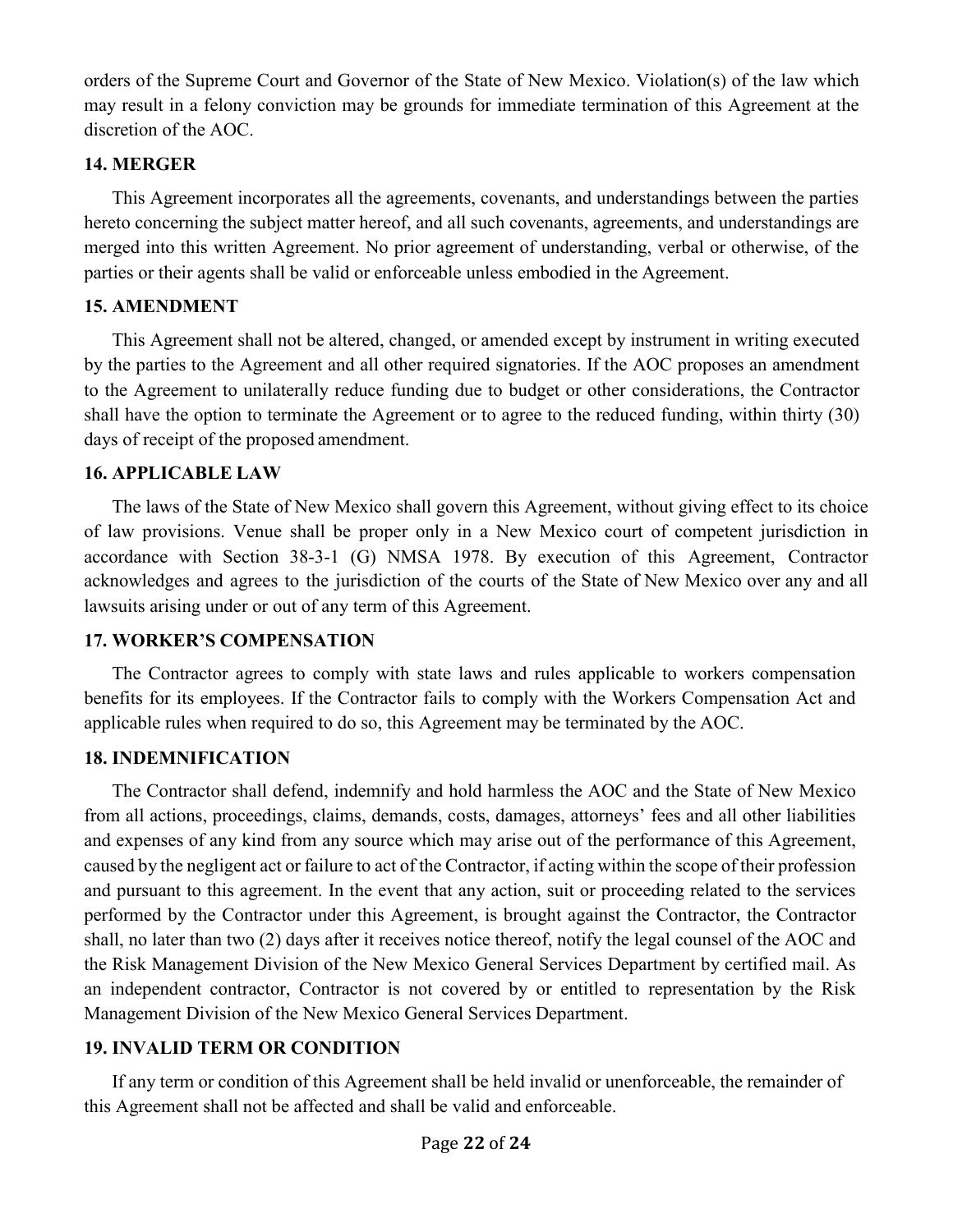orders of the Supreme Court and Governor of the State of New Mexico. Violation(s) of the law which may result in a felony conviction may be grounds for immediate termination of this Agreement at the discretion of the AOC.

**14. MERGER**

This Agreement incorporates all the agreements, covenants, and understandings between the parties hereto concerning the subject matter hereof, and all such covenants, agreements, and understandings are merged into this written Agreement. No prior agreement of understanding, verbal or otherwise, of the parties or their agents shall be valid or enforceable unless embodied in the Agreement.

**15. AMENDMENT**

This Agreement shall not be altered, changed, or amended except by instrument in writing executed by the parties to the Agreement and all other required signatories. If the AOC proposes an amendment to the Agreement to unilaterally reduce funding due to budget or other considerations, the Contractor shall have the option to terminate the Agreement or to agree to the reduced funding, within thirty (30) days of receipt of the proposed amendment.

**16. APPLICABLE LAW**

The laws of the State of New Mexico shall govern this Agreement, without giving effect to its choice of law provisions. Venue shall be proper only in a New Mexico court of competent jurisdiction in accordance with Section 38-3-1 (G) NMSA 1978. By execution of this Agreement, Contractor acknowledges and agrees to the jurisdiction of the courts of the State of New Mexico over any and all lawsuits arising under or out of any term of this Agreement.

**17. WORKER'S COMPENSATION**

The Contractor agrees to comply with state laws and rules applicable to workers compensation benefits for its employees. If the Contractor fails to comply with the Workers Compensation Act and applicable rules when required to do so, this Agreement may be terminated by the AOC.

**18. INDEMNIFICATION**

The Contractor shall defend, indemnify and hold harmless the AOC and the State of New Mexico from all actions, proceedings, claims, demands, costs, damages, attorneys' fees and all other liabilities and expenses of any kind from any source which may arise out of the performance of this Agreement, caused by the negligent act or failure to act of the Contractor, if acting within the scope of their profession and pursuant to this agreement. In the event that any action, suit or proceeding related to the services performed by the Contractor under this Agreement, is brought against the Contractor, the Contractor shall, no later than two (2) days after it receives notice thereof, notify the legal counsel of the AOC and the Risk Management Division of the New Mexico General Services Department by certified mail. As an independent contractor, Contractor is not covered by or entitled to representation by the Risk Management Division of the New Mexico General Services Department.

**19. INVALID TERM OR CONDITION**

If any term or condition of this Agreement shall be held invalid or unenforceable, the remainder of this Agreement shall not be affected and shall be valid and enforceable.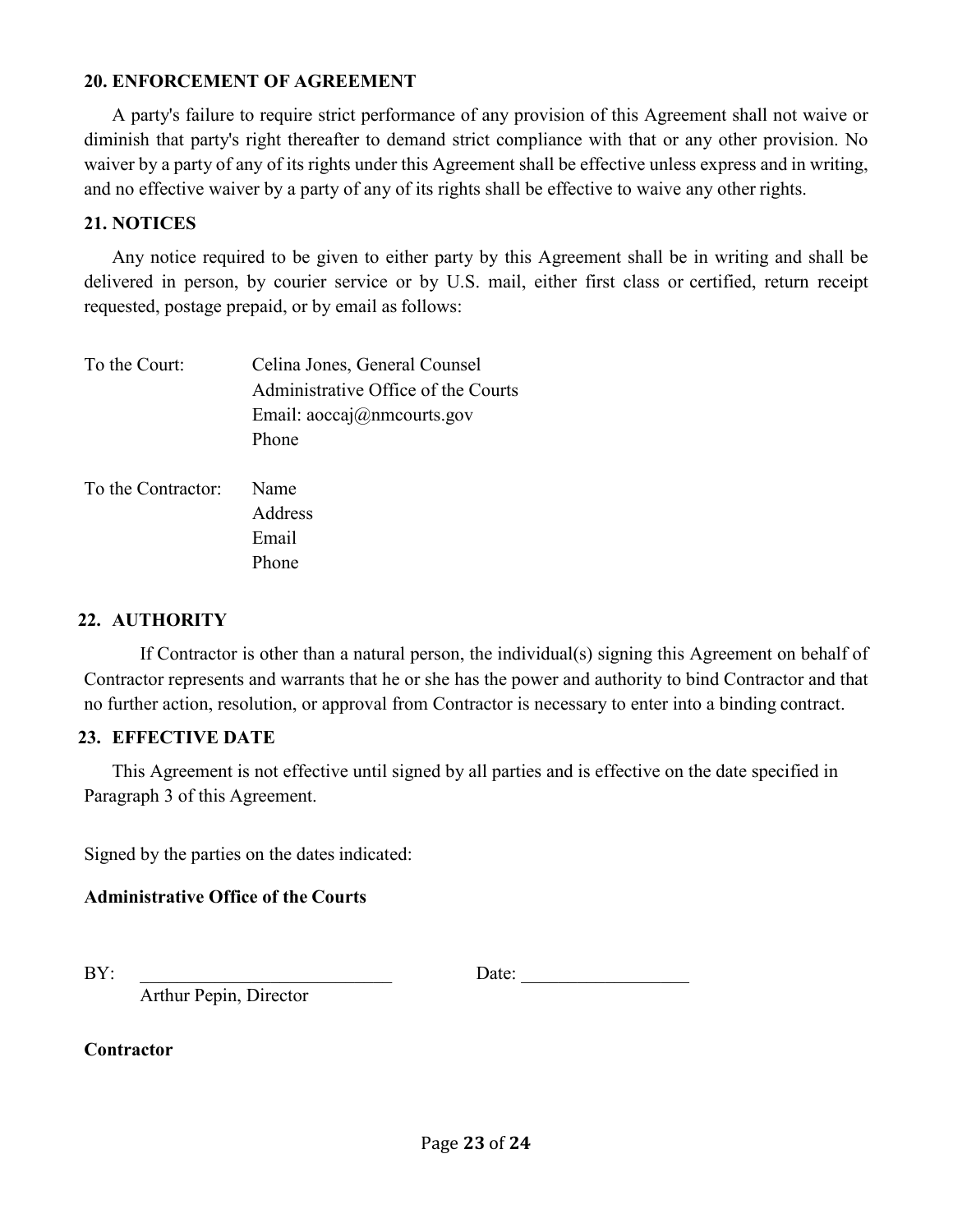## 20. ENFORCEMENT OF AGREEMENT

A party's failure to require strict performance of any provision of this Agreement shall not waive or diminish that party's right thereafter to demand strict compliance with that or any other provision. No waiver by a party of any of its rights under this Agreement shall be effective unless express and in writing, and no effective waiver by a party of any of its rights shall be effective to waive any other rights.

## 21. NOTICES

Any notice required to be given to either party by this Agreement shall be in writing and shall be delivered in person, by courier service or by U.S. mail, either first class or certified, return receipt requested, postage prepaid, or by email as follows:

To the Court: Celina Jones, General Counsel
Administrative Office of the Courts
Email: aoccaj@nmcourts.gov
Phone

To the Contractor: Name
Address
Email
Phone

## 22. AUTHORITY

If Contractor is other than a natural person, the individual(s) signing this Agreement on behalf of Contractor represents and warrants that he or she has the power and authority to bind Contractor and that no further action, resolution, or approval from Contractor is necessary to enter into a binding contract.

## 23. EFFECTIVE DATE

This Agreement is not effective until signed by all parties and is effective on the date specified in Paragraph 3 of this Agreement.

Signed by the parties on the dates indicated:

**Administrative Office of the Courts**

BY: ____________________________ Date: __________________
Arthur Pepin, Director

**Contractor**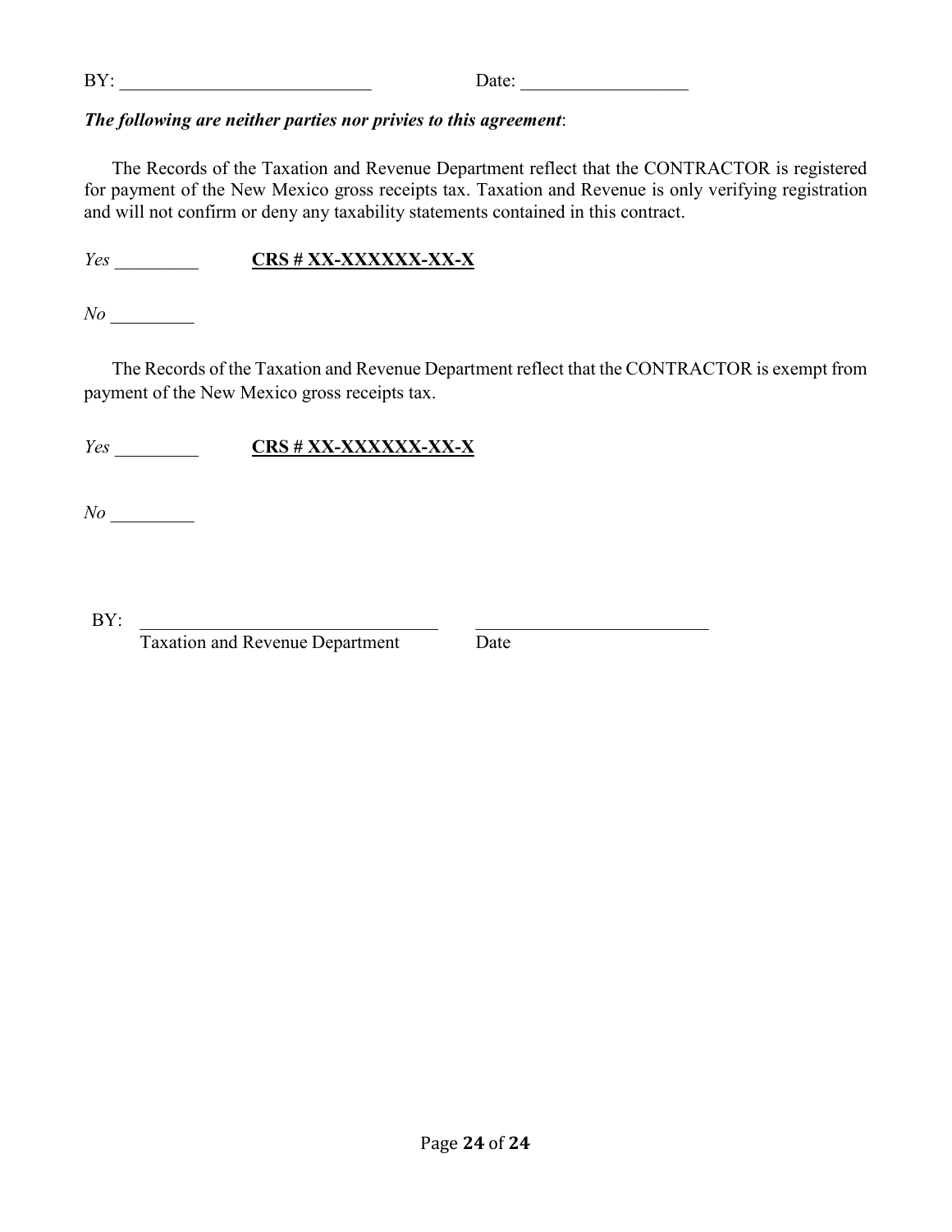BY: ___________________________ Date: __________________

***The following are neither parties nor privies to this agreement***:

The Records of the Taxation and Revenue Department reflect that the CONTRACTOR is registered for payment of the New Mexico gross receipts tax. Taxation and Revenue is only verifying registration and will not confirm or deny any taxability statements contained in this contract.

*Yes* _________ **CRS # XX-XXXXXX-XX-X**

*No* _________

The Records of the Taxation and Revenue Department reflect that the CONTRACTOR is exempt from payment of the New Mexico gross receipts tax.

*Yes* _________ **CRS # XX-XXXXXX-XX-X**

*No* _________

BY: ________________________________ _________________________
Taxation and Revenue Department Date